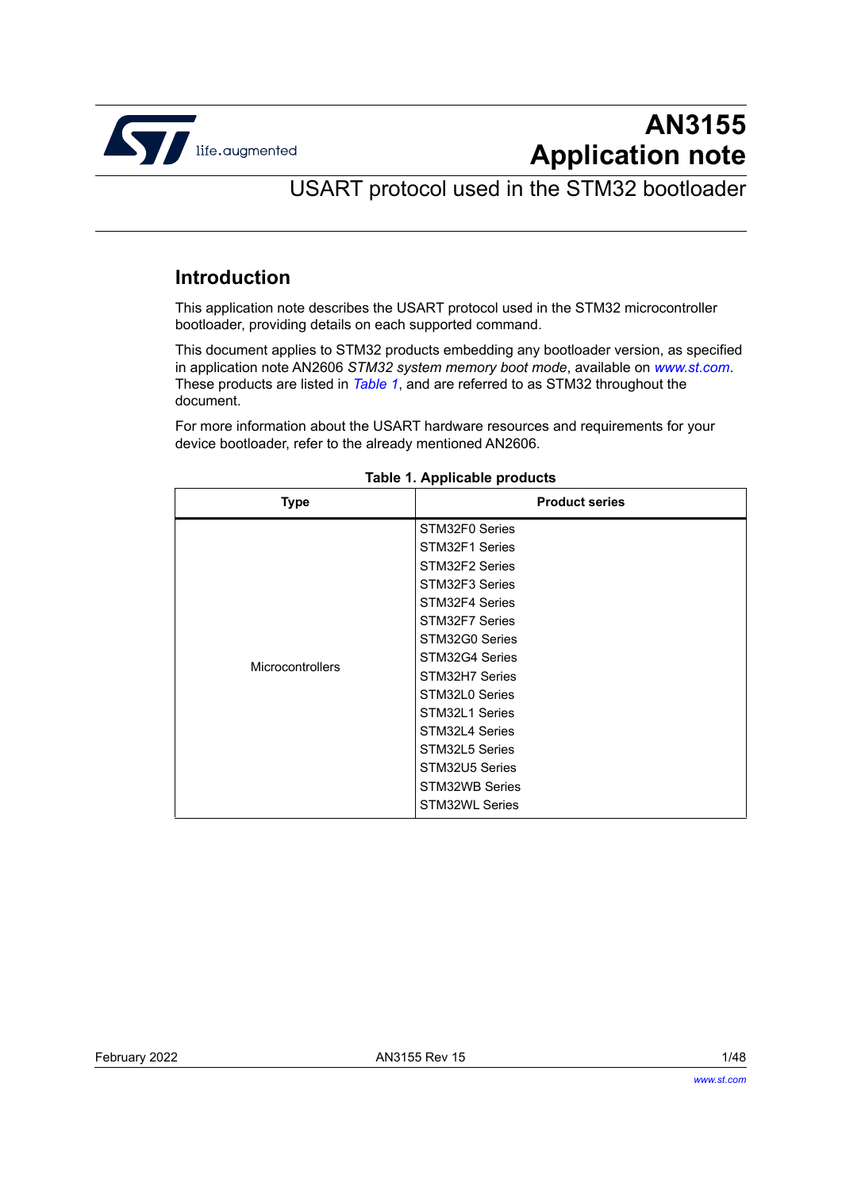# AN3155
# Application note

## USART protocol used in the STM32 bootloader

## Introduction

This application note describes the USART protocol used in the STM32 microcontroller bootloader, providing details on each supported command.

This document applies to STM32 products embedding any bootloader version, as specified in application note AN2606 *STM32 system memory boot mode*, available on *www.st.com*. These products are listed in *Table 1*, and are referred to as STM32 throughout the document.

For more information about the USART hardware resources and requirements for your device bootloader, refer to the already mentioned AN2606.

**Table 1. Applicable products**

| Type | Product series |
|---|---|
| Microcontrollers | STM32F0 Series |
| | STM32F1 Series |
| | STM32F2 Series |
| | STM32F3 Series |
| | STM32F4 Series |
| | STM32F7 Series |
| | STM32G0 Series |
| | STM32G4 Series |
| | STM32H7 Series |
| | STM32L0 Series |
| | STM32L1 Series |
| | STM32L4 Series |
| | STM32L5 Series |
| | STM32U5 Series |
| | STM32WB Series |
| | STM32WL Series |

February 2022 AN3155 Rev 15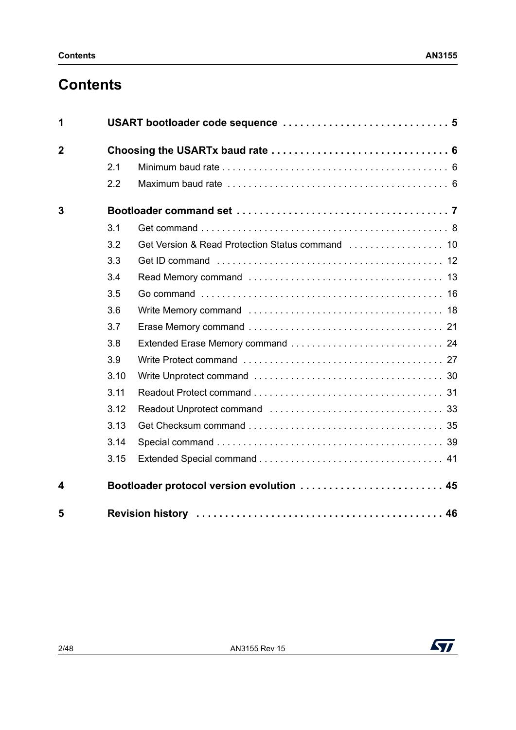# Contents

| | | |
|---|---|---|
| **1** | **USART bootloader code sequence** | **5** |
| **2** | **Choosing the USARTx baud rate** | **6** |
| 2.1 | Minimum baud rate | 6 |
| 2.2 | Maximum baud rate | 6 |
| **3** | **Bootloader command set** | **7** |
| 3.1 | Get command | 8 |
| 3.2 | Get Version & Read Protection Status command | 10 |
| 3.3 | Get ID command | 12 |
| 3.4 | Read Memory command | 13 |
| 3.5 | Go command | 16 |
| 3.6 | Write Memory command | 18 |
| 3.7 | Erase Memory command | 21 |
| 3.8 | Extended Erase Memory command | 24 |
| 3.9 | Write Protect command | 27 |
| 3.10 | Write Unprotect command | 30 |
| 3.11 | Readout Protect command | 31 |
| 3.12 | Readout Unprotect command | 33 |
| 3.13 | Get Checksum command | 35 |
| 3.14 | Special command | 39 |
| 3.15 | Extended Special command | 41 |
| **4** | **Bootloader protocol version evolution** | **45** |
| **5** | **Revision history** | **46** |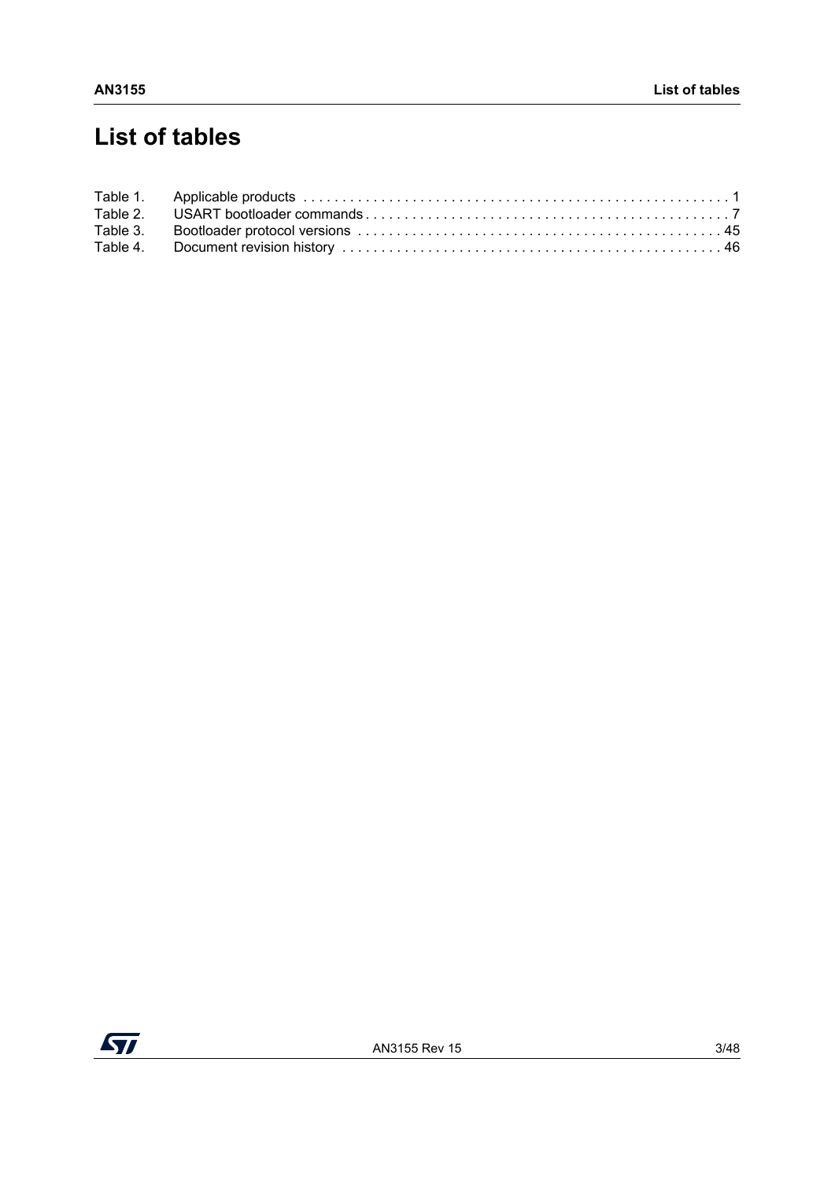# List of tables

Table 1. Applicable products . . . . . . . . . . . . . . . . . . . . . . . . . . . . . . . . . . . . . . . . . . . . . . . . . . . . 1
Table 2. USART bootloader commands . . . . . . . . . . . . . . . . . . . . . . . . . . . . . . . . . . . . . . . . . . . . . . . 7
Table 3. Bootloader protocol versions . . . . . . . . . . . . . . . . . . . . . . . . . . . . . . . . . . . . . . . . . . . . . . 45
Table 4. Document revision history . . . . . . . . . . . . . . . . . . . . . . . . . . . . . . . . . . . . . . . . . . . . . . . 46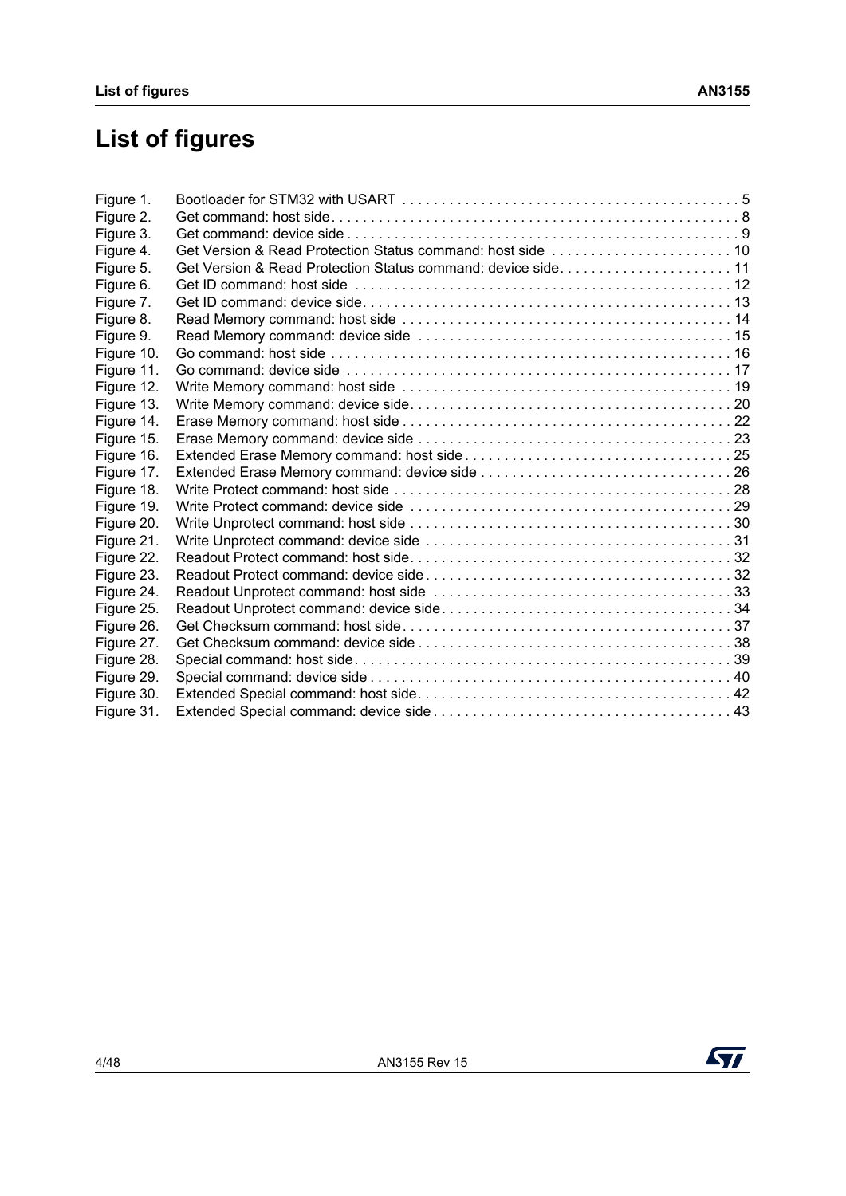# List of figures

| | | |
|---|---|---|
| Figure 1. | Bootloader for STM32 with USART | 5 |
| Figure 2. | Get command: host side | 8 |
| Figure 3. | Get command: device side | 9 |
| Figure 4. | Get Version & Read Protection Status command: host side | 10 |
| Figure 5. | Get Version & Read Protection Status command: device side | 11 |
| Figure 6. | Get ID command: host side | 12 |
| Figure 7. | Get ID command: device side | 13 |
| Figure 8. | Read Memory command: host side | 14 |
| Figure 9. | Read Memory command: device side | 15 |
| Figure 10. | Go command: host side | 16 |
| Figure 11. | Go command: device side | 17 |
| Figure 12. | Write Memory command: host side | 19 |
| Figure 13. | Write Memory command: device side | 20 |
| Figure 14. | Erase Memory command: host side | 22 |
| Figure 15. | Erase Memory command: device side | 23 |
| Figure 16. | Extended Erase Memory command: host side | 25 |
| Figure 17. | Extended Erase Memory command: device side | 26 |
| Figure 18. | Write Protect command: host side | 28 |
| Figure 19. | Write Protect command: device side | 29 |
| Figure 20. | Write Unprotect command: host side | 30 |
| Figure 21. | Write Unprotect command: device side | 31 |
| Figure 22. | Readout Protect command: host side | 32 |
| Figure 23. | Readout Protect command: device side | 32 |
| Figure 24. | Readout Unprotect command: host side | 33 |
| Figure 25. | Readout Unprotect command: device side | 34 |
| Figure 26. | Get Checksum command: host side | 37 |
| Figure 27. | Get Checksum command: device side | 38 |
| Figure 28. | Special command: host side | 39 |
| Figure 29. | Special command: device side | 40 |
| Figure 30. | Extended Special command: host side | 42 |
| Figure 31. | Extended Special command: device side | 43 |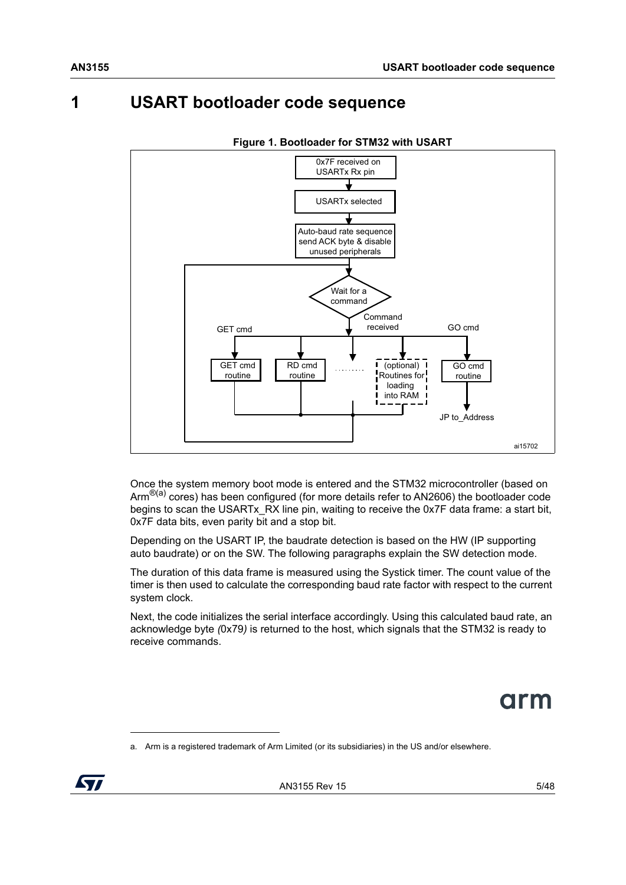# 1 USART bootloader code sequence

**Figure 1. Bootloader for STM32 with USART**

Once the system memory boot mode is entered and the STM32 microcontroller (based on Arm®[a] cores) has been configured (for more details refer to AN2606) the bootloader code begins to scan the USARTx_RX line pin, waiting to receive the 0x7F data frame: a start bit, 0x7F data bits, even parity bit and a stop bit.

Depending on the USART IP, the baudrate detection is based on the HW (IP supporting auto baudrate) or on the SW. The following paragraphs explain the SW detection mode.

The duration of this data frame is measured using the Systick timer. The count value of the timer is then used to calculate the corresponding baud rate factor with respect to the current system clock.

Next, the code initializes the serial interface accordingly. Using this calculated baud rate, an acknowledge byte *(*0x79*)* is returned to the host, which signals that the STM32 is ready to receive commands.

a. Arm is a registered trademark of Arm Limited (or its subsidiaries) in the US and/or elsewhere.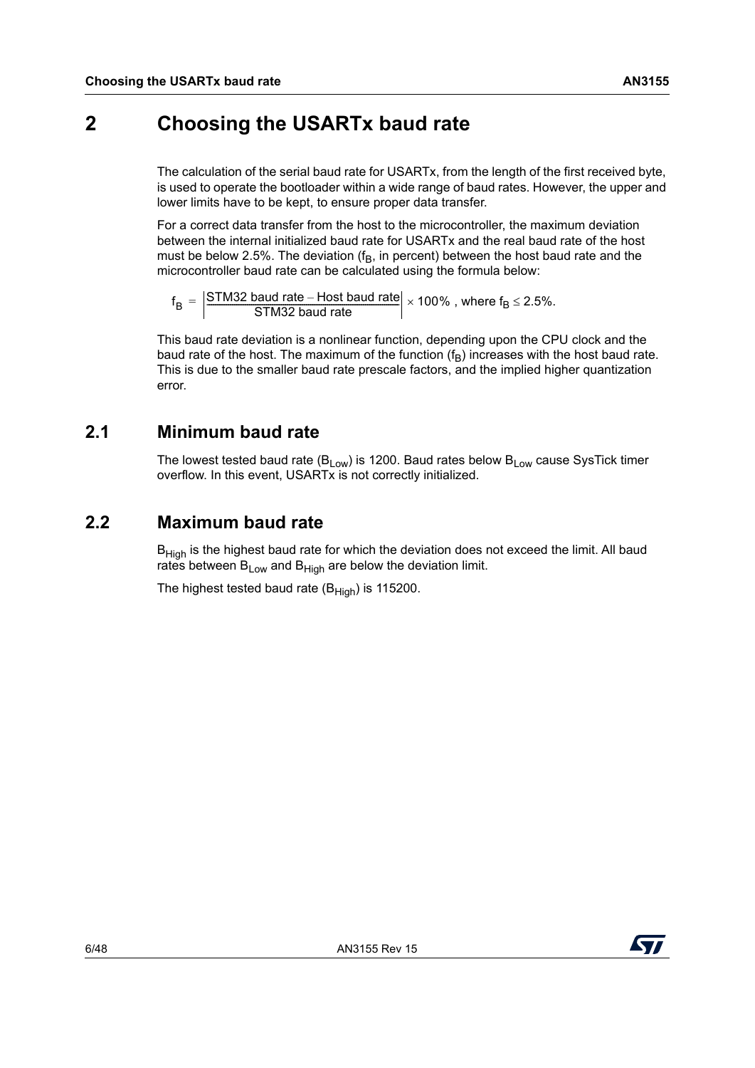# 2 Choosing the USARTx baud rate

The calculation of the serial baud rate for USARTx, from the length of the first received byte, is used to operate the bootloader within a wide range of baud rates. However, the upper and lower limits have to be kept, to ensure proper data transfer.

For a correct data transfer from the host to the microcontroller, the maximum deviation between the internal initialized baud rate for USARTx and the real baud rate of the host must be below 2.5%. The deviation ($f_B$, in percent) between the host baud rate and the microcontroller baud rate can be calculated using the formula below:

$$f_B = \left| \frac{\text{STM32 baud rate} - \text{Host baud rate}}{\text{STM32 baud rate}} \right| \times 100\% \text{ , where } f_B \leq 2.5\%.$$

This baud rate deviation is a nonlinear function, depending upon the CPU clock and the baud rate of the host. The maximum of the function ($f_B$) increases with the host baud rate. This is due to the smaller baud rate prescale factors, and the implied higher quantization error.

## 2.1 Minimum baud rate

The lowest tested baud rate ($B_{Low}$) is 1200. Baud rates below $B_{Low}$ cause SysTick timer overflow. In this event, USARTx is not correctly initialized.

## 2.2 Maximum baud rate

$B_{High}$ is the highest baud rate for which the deviation does not exceed the limit. All baud rates between $B_{Low}$ and $B_{High}$ are below the deviation limit.

The highest tested baud rate ($B_{High}$) is 115200.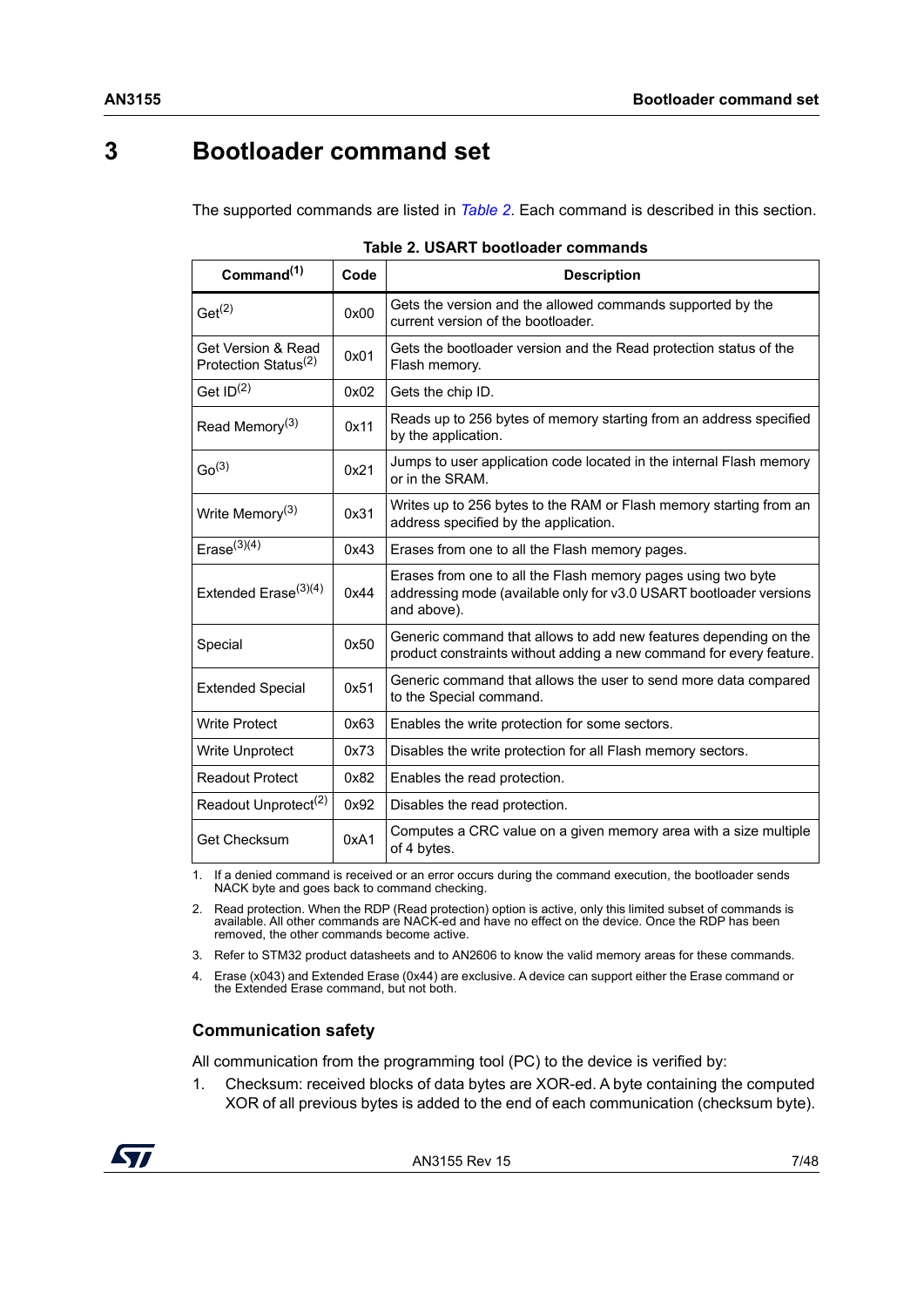# 3 Bootloader command set

The supported commands are listed in *Table 2*. Each command is described in this section.

**Table 2. USART bootloader commands**

| Command[1] | Code | Description |
|---|---|---|
| Get[2] | 0x00 | Gets the version and the allowed commands supported by the current version of the bootloader. |
| Get Version & Read Protection Status[2] | 0x01 | Gets the bootloader version and the Read protection status of the Flash memory. |
| Get ID[2] | 0x02 | Gets the chip ID. |
| Read Memory[3] | 0x11 | Reads up to 256 bytes of memory starting from an address specified by the application. |
| Go[3] | 0x21 | Jumps to user application code located in the internal Flash memory or in the SRAM. |
| Write Memory[3] | 0x31 | Writes up to 256 bytes to the RAM or Flash memory starting from an address specified by the application. |
| Erase[3][4] | 0x43 | Erases from one to all the Flash memory pages. |
| Extended Erase[3][4] | 0x44 | Erases from one to all the Flash memory pages using two byte addressing mode (available only for v3.0 USART bootloader versions and above). |
| Special | 0x50 | Generic command that allows to add new features depending on the product constraints without adding a new command for every feature. |
| Extended Special | 0x51 | Generic command that allows the user to send more data compared to the Special command. |
| Write Protect | 0x63 | Enables the write protection for some sectors. |
| Write Unprotect | 0x73 | Disables the write protection for all Flash memory sectors. |
| Readout Protect | 0x82 | Enables the read protection. |
| Readout Unprotect[2] | 0x92 | Disables the read protection. |
| Get Checksum | 0xA1 | Computes a CRC value on a given memory area with a size multiple of 4 bytes. |

1. If a denied command is received or an error occurs during the command execution, the bootloader sends NACK byte and goes back to command checking.
2. Read protection. When the RDP (Read protection) option is active, only this limited subset of commands is available. All other commands are NACK-ed and have no effect on the device. Once the RDP has been removed, the other commands become active.
3. Refer to STM32 product datasheets and to AN2606 to know the valid memory areas for these commands.
4. Erase (x043) and Extended Erase (0x44) are exclusive. A device can support either the Erase command or the Extended Erase command, but not both.

### Communication safety

All communication from the programming tool (PC) to the device is verified by:

1. Checksum: received blocks of data bytes are XOR-ed. A byte containing the computed XOR of all previous bytes is added to the end of each communication (checksum byte).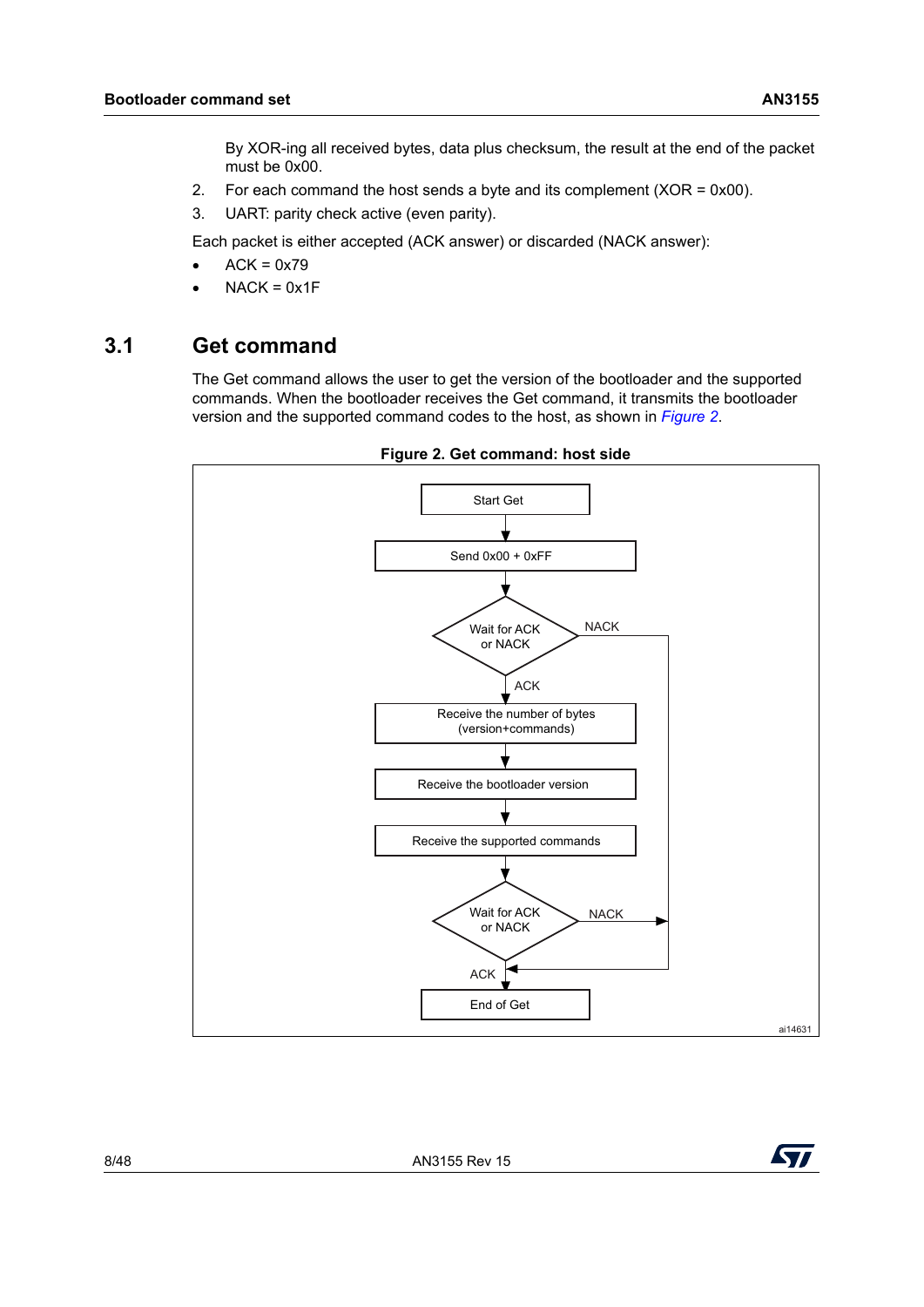By XOR-ing all received bytes, data plus checksum, the result at the end of the packet must be 0x00.

2. For each command the host sends a byte and its complement (XOR = 0x00).
3. UART: parity check active (even parity).

Each packet is either accepted (ACK answer) or discarded (NACK answer):

- ACK = 0x79
- NACK = 0x1F

## 3.1 Get command

The Get command allows the user to get the version of the bootloader and the supported commands. When the bootloader receives the Get command, it transmits the bootloader version and the supported command codes to the host, as shown in *Figure 2*.

**Figure 2. Get command: host side**

Start Get

Send 0x00 + 0xFF

Wait for ACK or NACK

NACK

ACK

Receive the number of bytes (version+commands)

Receive the bootloader version

Receive the supported commands

Wait for ACK or NACK

NACK

ACK

End of Get

ai14631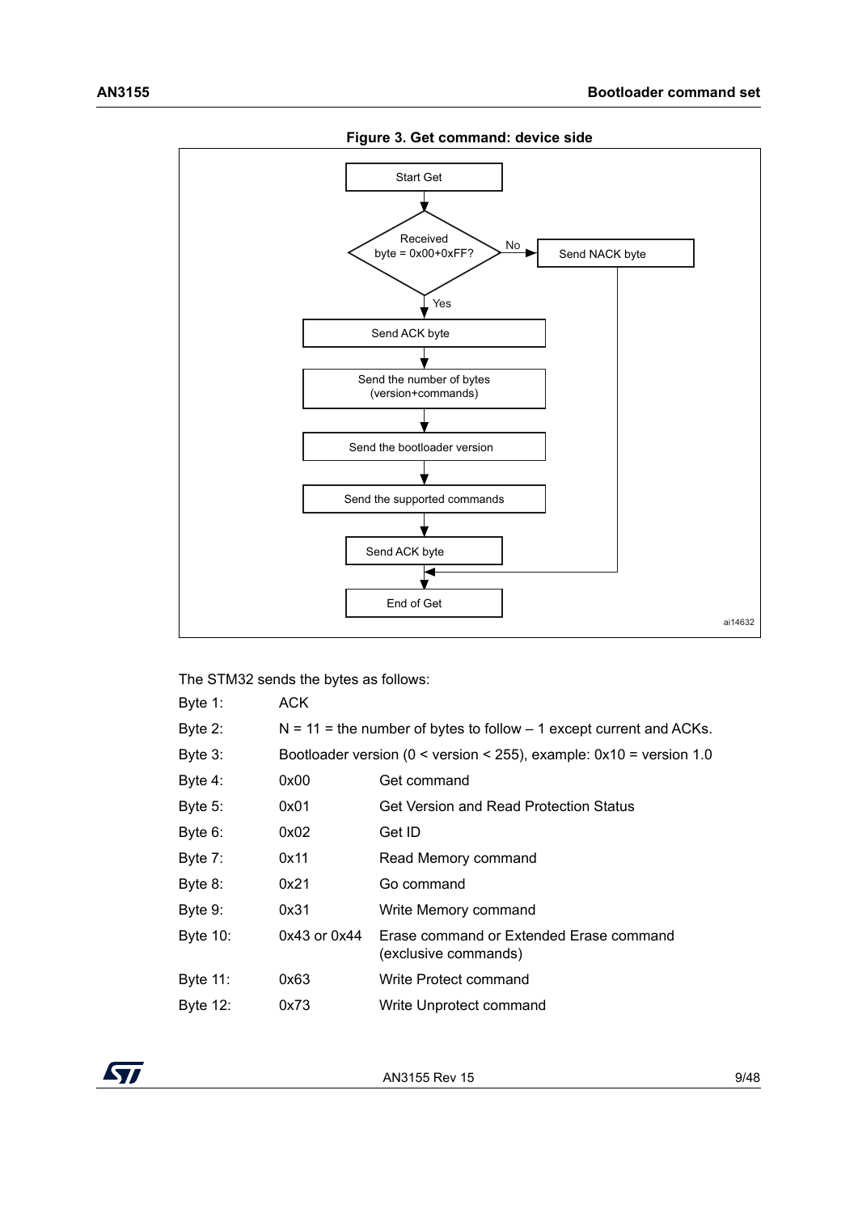**Figure 3. Get command: device side**

The STM32 sends the bytes as follows:

| | | |
|---|---|---|
| Byte 1: | ACK | |
| Byte 2: | N = 11 = the number of bytes to follow – 1 except current and ACKs. | |
| Byte 3: | Bootloader version (0 < version < 255), example: 0x10 = version 1.0 | |
| Byte 4: | 0x00 | Get command |
| Byte 5: | 0x01 | Get Version and Read Protection Status |
| Byte 6: | 0x02 | Get ID |
| Byte 7: | 0x11 | Read Memory command |
| Byte 8: | 0x21 | Go command |
| Byte 9: | 0x31 | Write Memory command |
| Byte 10: | 0x43 or 0x44 | Erase command or Extended Erase command (exclusive commands) |
| Byte 11: | 0x63 | Write Protect command |
| Byte 12: | 0x73 | Write Unprotect command |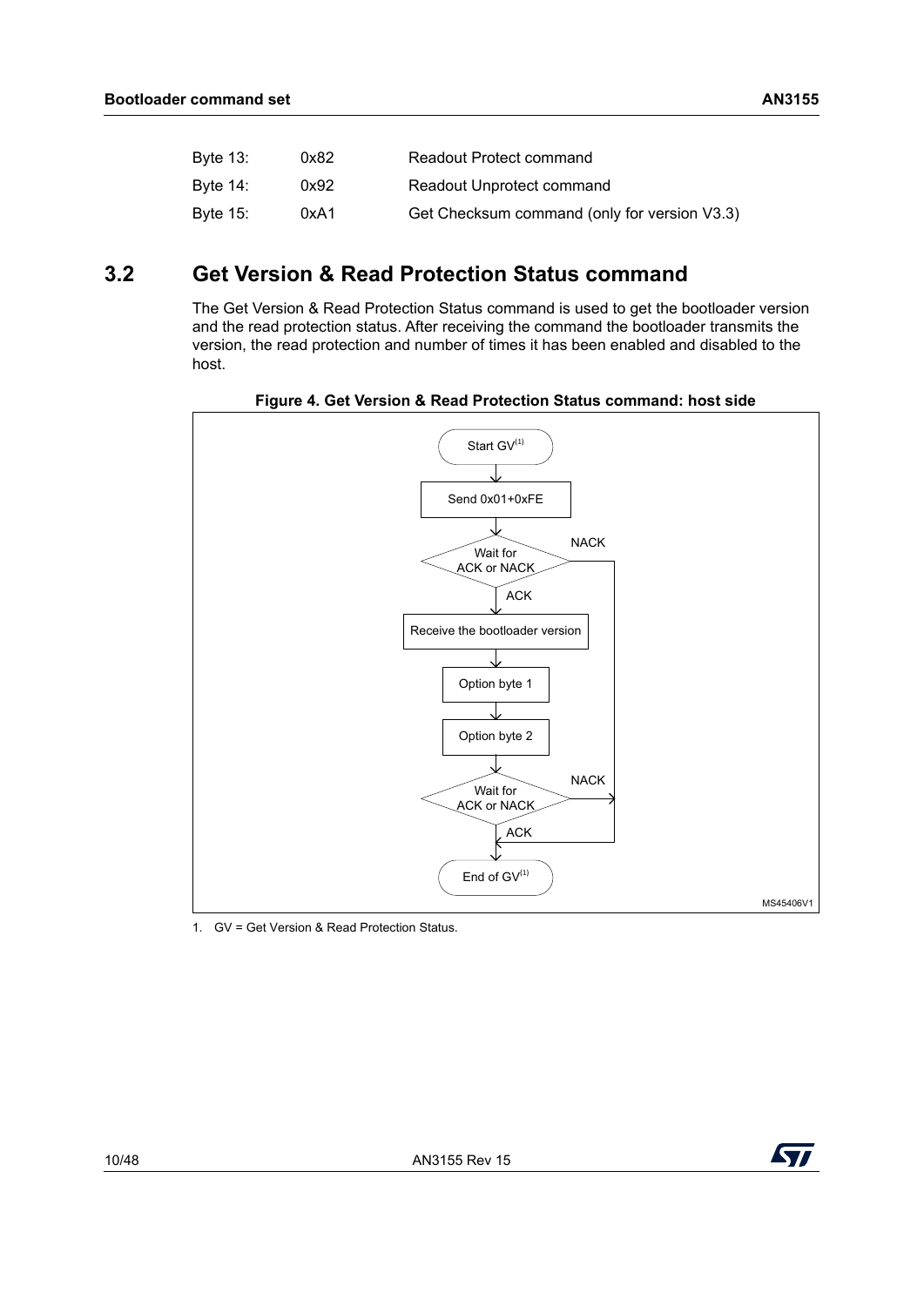| | | |
|---|---|---|
| Byte 13: | 0x82 | Readout Protect command |
| Byte 14: | 0x92 | Readout Unprotect command |
| Byte 15: | 0xA1 | Get Checksum command (only for version V3.3) |

## 3.2 Get Version & Read Protection Status command

The Get Version & Read Protection Status command is used to get the bootloader version and the read protection status. After receiving the command the bootloader transmits the version, the read protection and number of times it has been enabled and disabled to the host.

**Figure 4. Get Version & Read Protection Status command: host side**

Start GV(1) → Send 0x01+0xFE → Wait for ACK or NACK (NACK → End of GV; ACK →) Receive the bootloader version → Option byte 1 → Option byte 2 → Wait for ACK or NACK (NACK / ACK) → End of GV(1)

MS45406V1

1. GV = Get Version & Read Protection Status.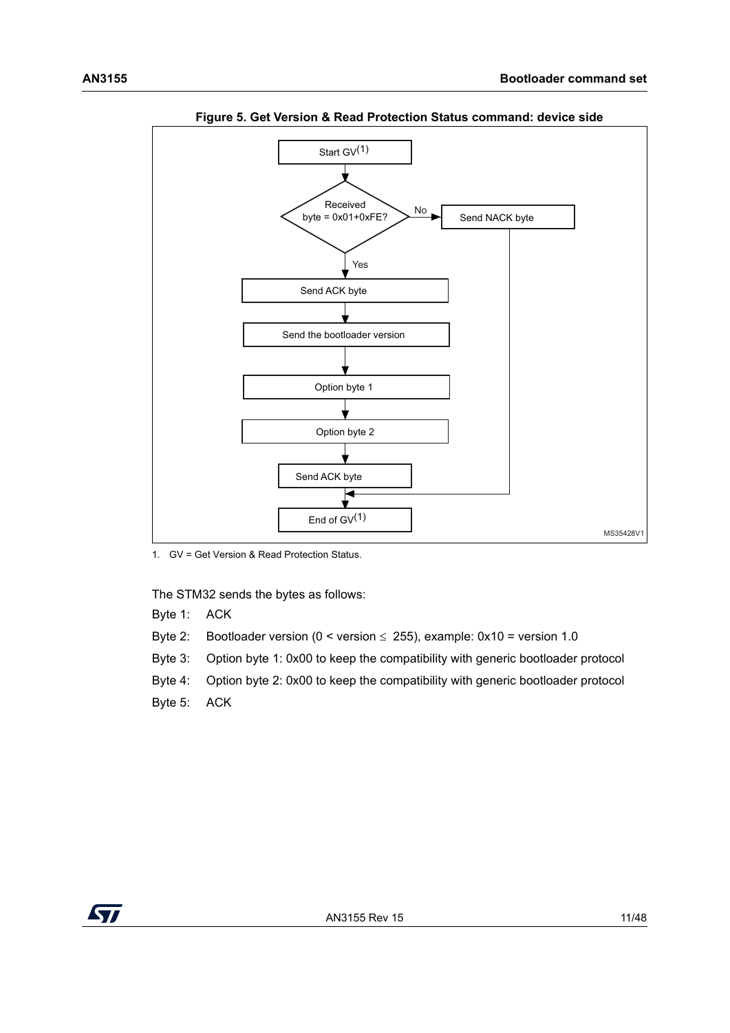**Figure 5. Get Version & Read Protection Status command: device side**

1. GV = Get Version & Read Protection Status.

The STM32 sends the bytes as follows:

Byte 1: ACK

Byte 2: Bootloader version ($0 < \text{version} \leq 255$), example: 0x10 = version 1.0

Byte 3: Option byte 1: 0x00 to keep the compatibility with generic bootloader protocol

Byte 4: Option byte 2: 0x00 to keep the compatibility with generic bootloader protocol

Byte 5: ACK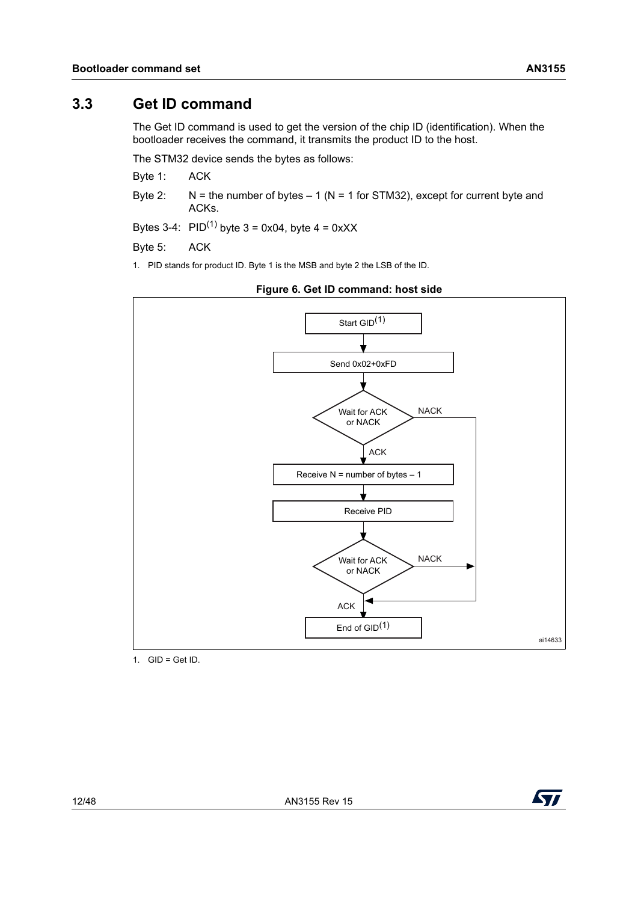## 3.3 Get ID command

The Get ID command is used to get the version of the chip ID (identification). When the bootloader receives the command, it transmits the product ID to the host.

The STM32 device sends the bytes as follows:

Byte 1: ACK

Byte 2: N = the number of bytes – 1 (N = 1 for STM32), except for current byte and ACKs.

Bytes 3-4: PID[1] byte 3 = 0x04, byte 4 = 0xXX

Byte 5: ACK

1. PID stands for product ID. Byte 1 is the MSB and byte 2 the LSB of the ID.

**Figure 6. Get ID command: host side**

Start GID[1]

Send 0x02+0xFD

Wait for ACK or NACK — NACK / ACK

Receive N = number of bytes – 1

Receive PID

Wait for ACK or NACK — NACK / ACK

End of GID[1]

ai14633

1. GID = Get ID.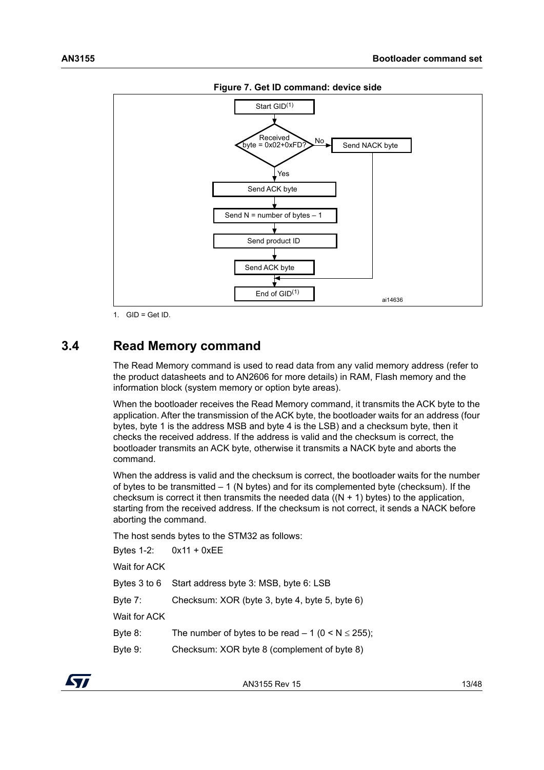**Figure 7. Get ID command: device side**

1. GID = Get ID.

## 3.4 Read Memory command

The Read Memory command is used to read data from any valid memory address (refer to the product datasheets and to AN2606 for more details) in RAM, Flash memory and the information block (system memory or option byte areas).

When the bootloader receives the Read Memory command, it transmits the ACK byte to the application. After the transmission of the ACK byte, the bootloader waits for an address (four bytes, byte 1 is the address MSB and byte 4 is the LSB) and a checksum byte, then it checks the received address. If the address is valid and the checksum is correct, the bootloader transmits an ACK byte, otherwise it transmits a NACK byte and aborts the command.

When the address is valid and the checksum is correct, the bootloader waits for the number of bytes to be transmitted – 1 (N bytes) and for its complemented byte (checksum). If the checksum is correct it then transmits the needed data ((N + 1) bytes) to the application, starting from the received address. If the checksum is not correct, it sends a NACK before aborting the command.

The host sends bytes to the STM32 as follows:

Bytes 1-2: 0x11 + 0xEE

Wait for ACK

Bytes 3 to 6 Start address byte 3: MSB, byte 6: LSB

Byte 7: Checksum: XOR (byte 3, byte 4, byte 5, byte 6)

Wait for ACK

Byte 8: The number of bytes to be read – 1 ($0 < N \leq 255$);

Byte 9: Checksum: XOR byte 8 (complement of byte 8)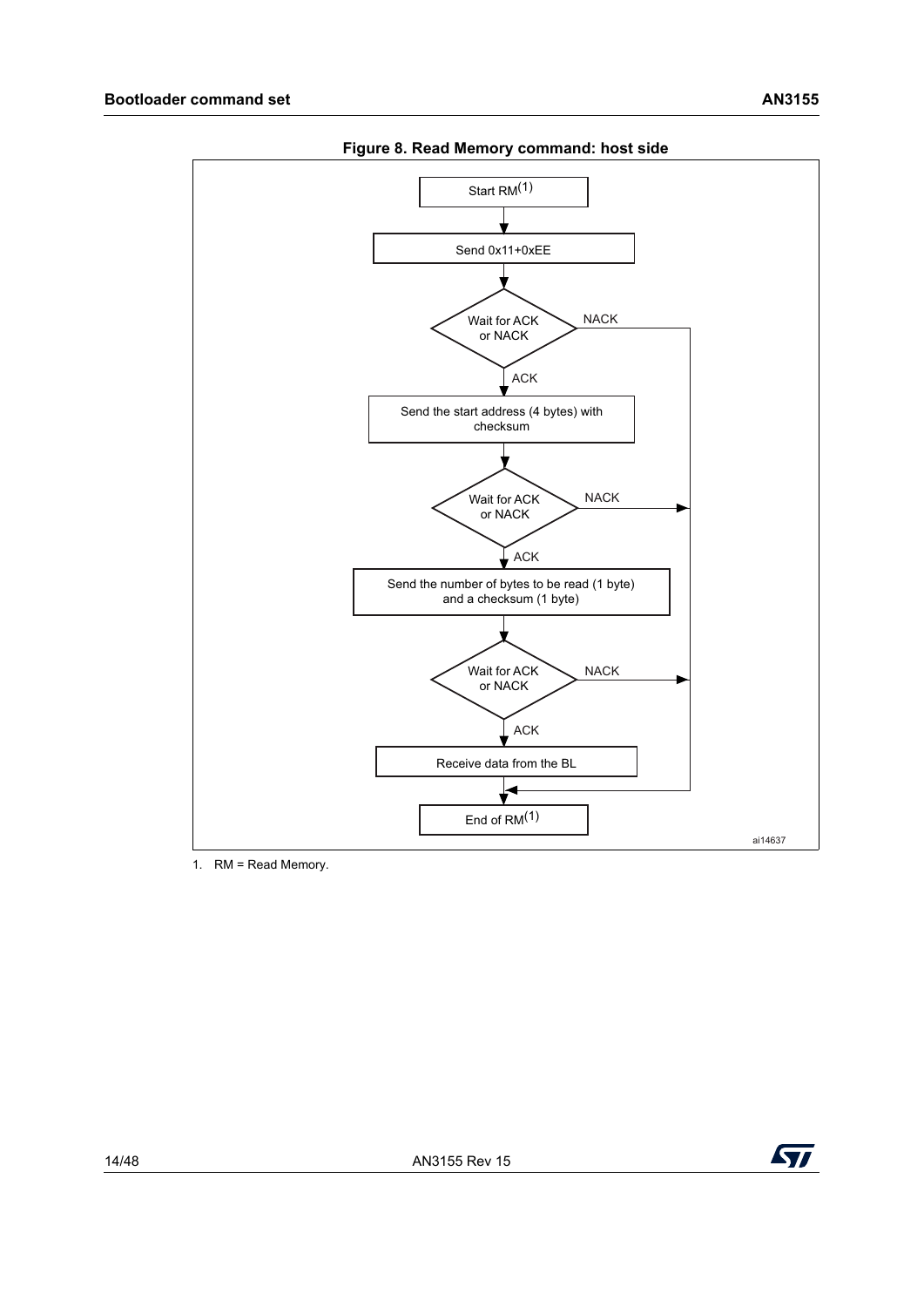**Figure 8. Read Memory command: host side**

Start RM(1)

Send 0x11+0xEE

Wait for ACK or NACK — NACK → End of RM; ACK ↓

Send the start address (4 bytes) with checksum

Wait for ACK or NACK — NACK → End of RM; ACK ↓

Send the number of bytes to be read (1 byte) and a checksum (1 byte)

Wait for ACK or NACK — NACK → End of RM; ACK ↓

Receive data from the BL

End of RM(1)

ai14637

1. RM = Read Memory.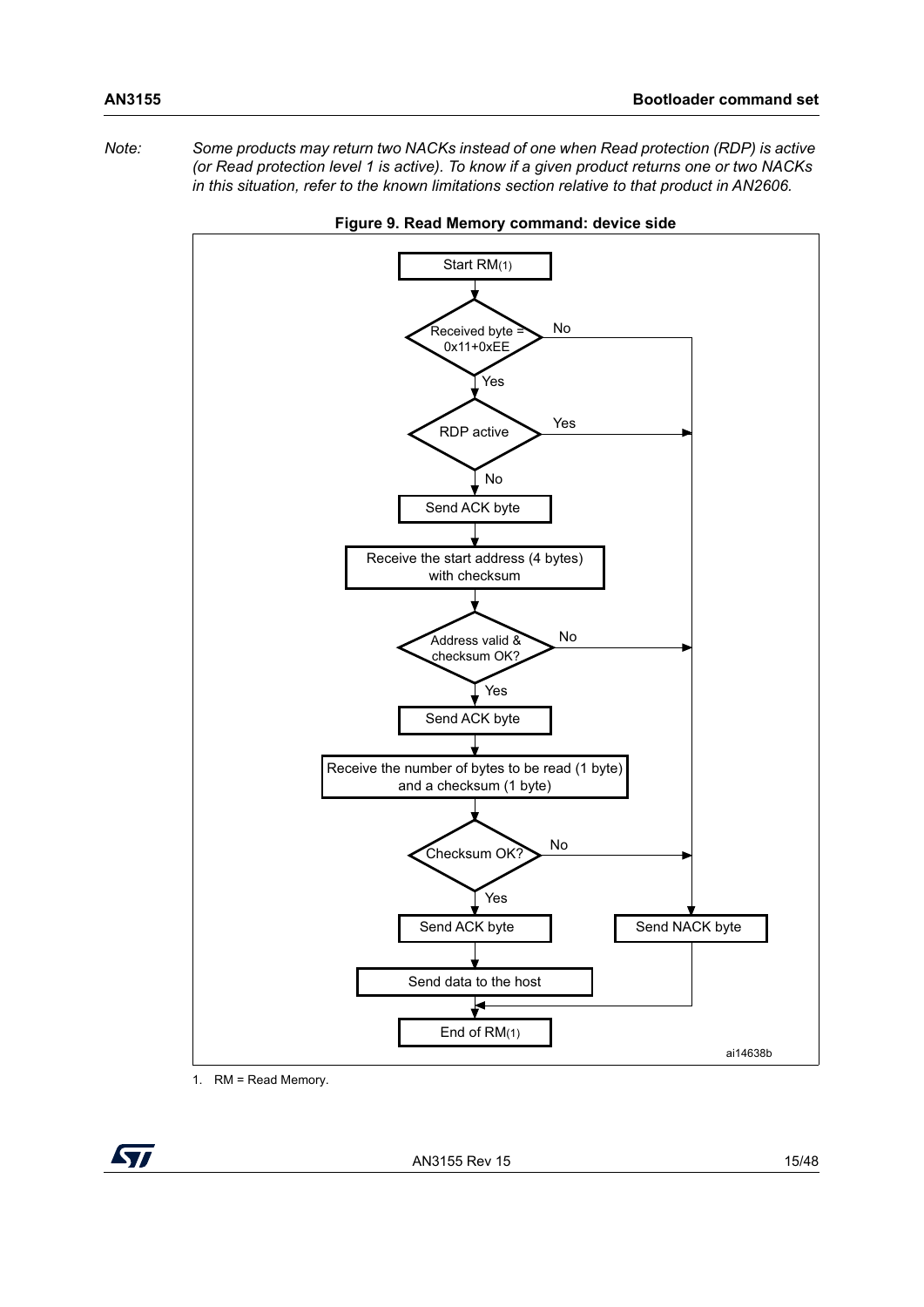*Note: Some products may return two NACKs instead of one when Read protection (RDP) is active (or Read protection level 1 is active). To know if a given product returns one or two NACKs in this situation, refer to the known limitations section relative to that product in AN2606.*

**Figure 9. Read Memory command: device side**

```
Start RM(1)
  |
Received byte = 0x11+0xEE ? --No--> Send NACK byte
  | Yes
RDP active ? --Yes--> Send NACK byte
  | No
Send ACK byte
  |
Receive the start address (4 bytes) with checksum
  |
Address valid & checksum OK? --No--> Send NACK byte
  | Yes
Send ACK byte
  |
Receive the number of bytes to be read (1 byte) and a checksum (1 byte)
  |
Checksum OK? --No--> Send NACK byte
  | Yes
Send ACK byte
  |
Send data to the host
  |
End of RM(1)  <-- (from Send NACK byte)
```

ai14638b

1. RM = Read Memory.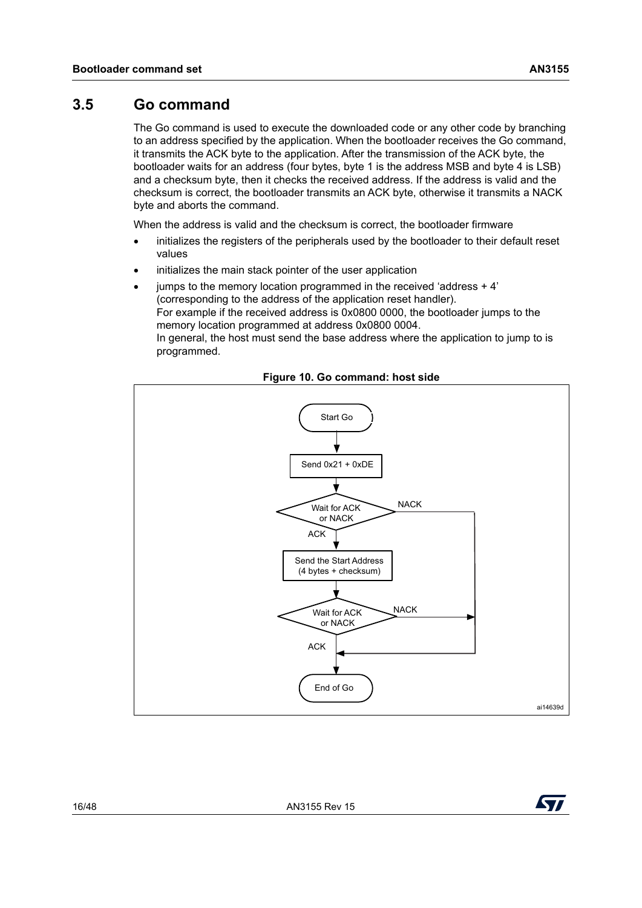## 3.5 Go command

The Go command is used to execute the downloaded code or any other code by branching to an address specified by the application. When the bootloader receives the Go command, it transmits the ACK byte to the application. After the transmission of the ACK byte, the bootloader waits for an address (four bytes, byte 1 is the address MSB and byte 4 is LSB) and a checksum byte, then it checks the received address. If the address is valid and the checksum is correct, the bootloader transmits an ACK byte, otherwise it transmits a NACK byte and aborts the command.

When the address is valid and the checksum is correct, the bootloader firmware

- initializes the registers of the peripherals used by the bootloader to their default reset values
- initializes the main stack pointer of the user application
- jumps to the memory location programmed in the received 'address + 4' (corresponding to the address of the application reset handler).
  For example if the received address is 0x0800 0000, the bootloader jumps to the memory location programmed at address 0x0800 0004.
  In general, the host must send the base address where the application to jump to is programmed.

**Figure 10. Go command: host side**

Start Go → Send 0x21 + 0xDE → Wait for ACK or NACK (NACK → End of Go) → ACK → Send the Start Address (4 bytes + checksum) → Wait for ACK or NACK (NACK → End of Go) → ACK → End of Go

ai14639d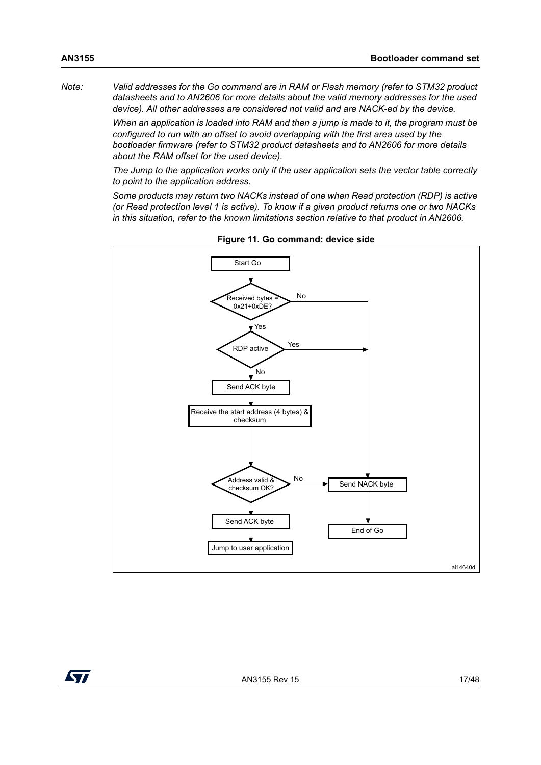*Note: Valid addresses for the Go command are in RAM or Flash memory (refer to STM32 product datasheets and to AN2606 for more details about the valid memory addresses for the used device). All other addresses are considered not valid and are NACK-ed by the device.*

*When an application is loaded into RAM and then a jump is made to it, the program must be configured to run with an offset to avoid overlapping with the first area used by the bootloader firmware (refer to STM32 product datasheets and to AN2606 for more details about the RAM offset for the used device).*

*The Jump to the application works only if the user application sets the vector table correctly to point to the application address.*

*Some products may return two NACKs instead of one when Read protection (RDP) is active (or Read protection level 1 is active). To know if a given product returns one or two NACKs in this situation, refer to the known limitations section relative to that product in AN2606.*

**Figure 11. Go command: device side**

```
Start Go
  -> Received bytes = 0x21+0xDE?
       No  -> Send NACK byte
       Yes -> RDP active
                Yes -> Send NACK byte
                No  -> Send ACK byte
                       -> Receive the start address (4 bytes) & checksum
                       -> Address valid & checksum OK?
                            No  -> Send NACK byte -> End of Go
                            Yes -> Send ACK byte -> Jump to user application
```

ai14640d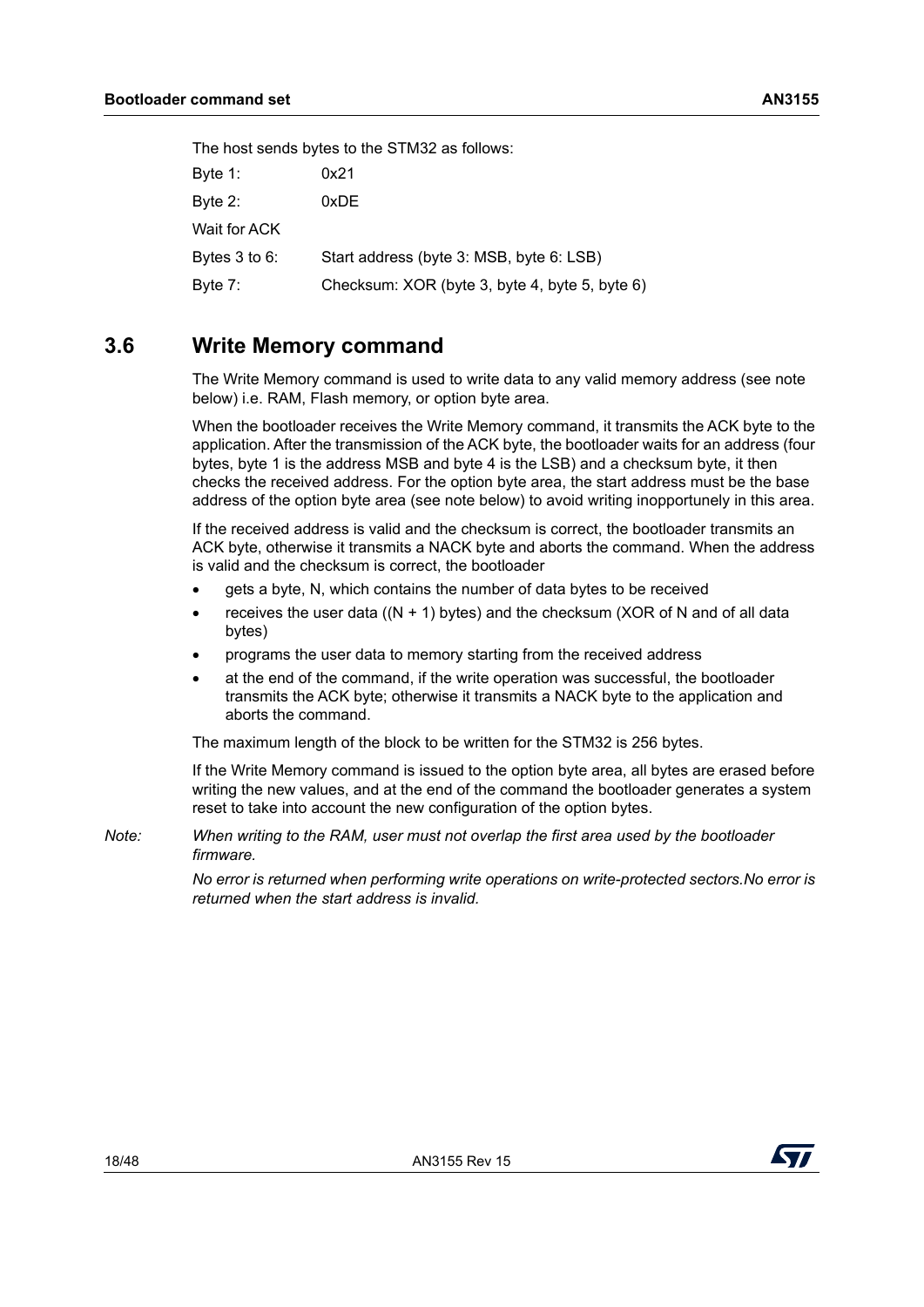The host sends bytes to the STM32 as follows:

| | |
|---|---|
| Byte 1: | 0x21 |
| Byte 2: | 0xDE |
| Wait for ACK | |
| Bytes 3 to 6: | Start address (byte 3: MSB, byte 6: LSB) |
| Byte 7: | Checksum: XOR (byte 3, byte 4, byte 5, byte 6) |

## 3.6 Write Memory command

The Write Memory command is used to write data to any valid memory address (see note below) i.e. RAM, Flash memory, or option byte area.

When the bootloader receives the Write Memory command, it transmits the ACK byte to the application. After the transmission of the ACK byte, the bootloader waits for an address (four bytes, byte 1 is the address MSB and byte 4 is the LSB) and a checksum byte, it then checks the received address. For the option byte area, the start address must be the base address of the option byte area (see note below) to avoid writing inopportunely in this area.

If the received address is valid and the checksum is correct, the bootloader transmits an ACK byte, otherwise it transmits a NACK byte and aborts the command. When the address is valid and the checksum is correct, the bootloader

- gets a byte, N, which contains the number of data bytes to be received
- receives the user data ((N + 1) bytes) and the checksum (XOR of N and of all data bytes)
- programs the user data to memory starting from the received address
- at the end of the command, if the write operation was successful, the bootloader transmits the ACK byte; otherwise it transmits a NACK byte to the application and aborts the command.

The maximum length of the block to be written for the STM32 is 256 bytes.

If the Write Memory command is issued to the option byte area, all bytes are erased before writing the new values, and at the end of the command the bootloader generates a system reset to take into account the new configuration of the option bytes.

*Note: When writing to the RAM, user must not overlap the first area used by the bootloader firmware.*

*No error is returned when performing write operations on write-protected sectors.No error is returned when the start address is invalid.*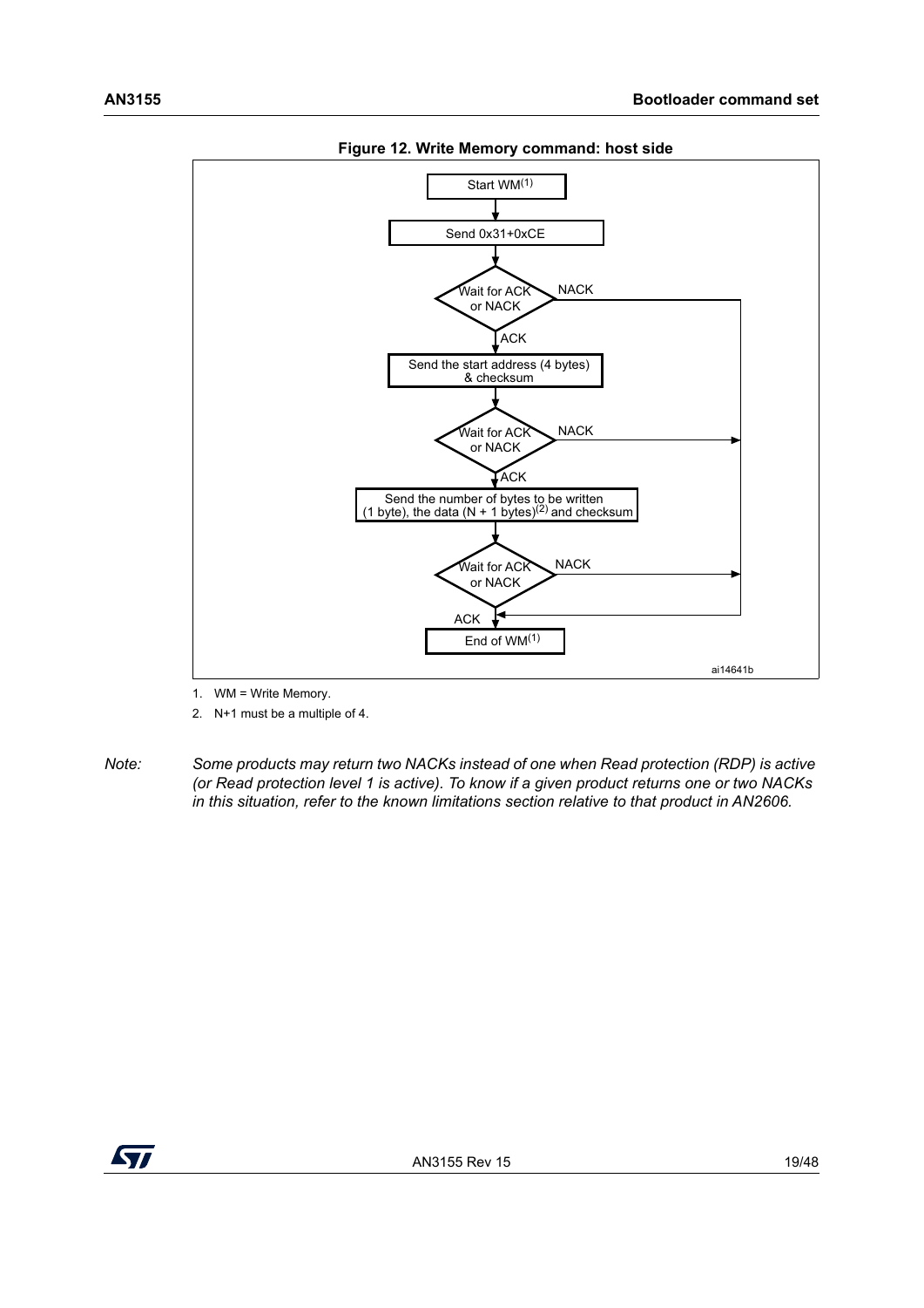**Figure 12. Write Memory command: host side**

Start WM(1)

Send 0x31+0xCE

Wait for ACK or NACK — NACK → End of WM; ACK ↓

Send the start address (4 bytes) & checksum

Wait for ACK or NACK — NACK → End of WM; ACK ↓

Send the number of bytes to be written (1 byte), the data (N + 1 bytes)(2) and checksum

Wait for ACK or NACK — NACK → End of WM; ACK ↓

End of WM(1)

ai14641b

1. WM = Write Memory.
2. N+1 must be a multiple of 4.

*Note: Some products may return two NACKs instead of one when Read protection (RDP) is active (or Read protection level 1 is active). To know if a given product returns one or two NACKs in this situation, refer to the known limitations section relative to that product in AN2606.*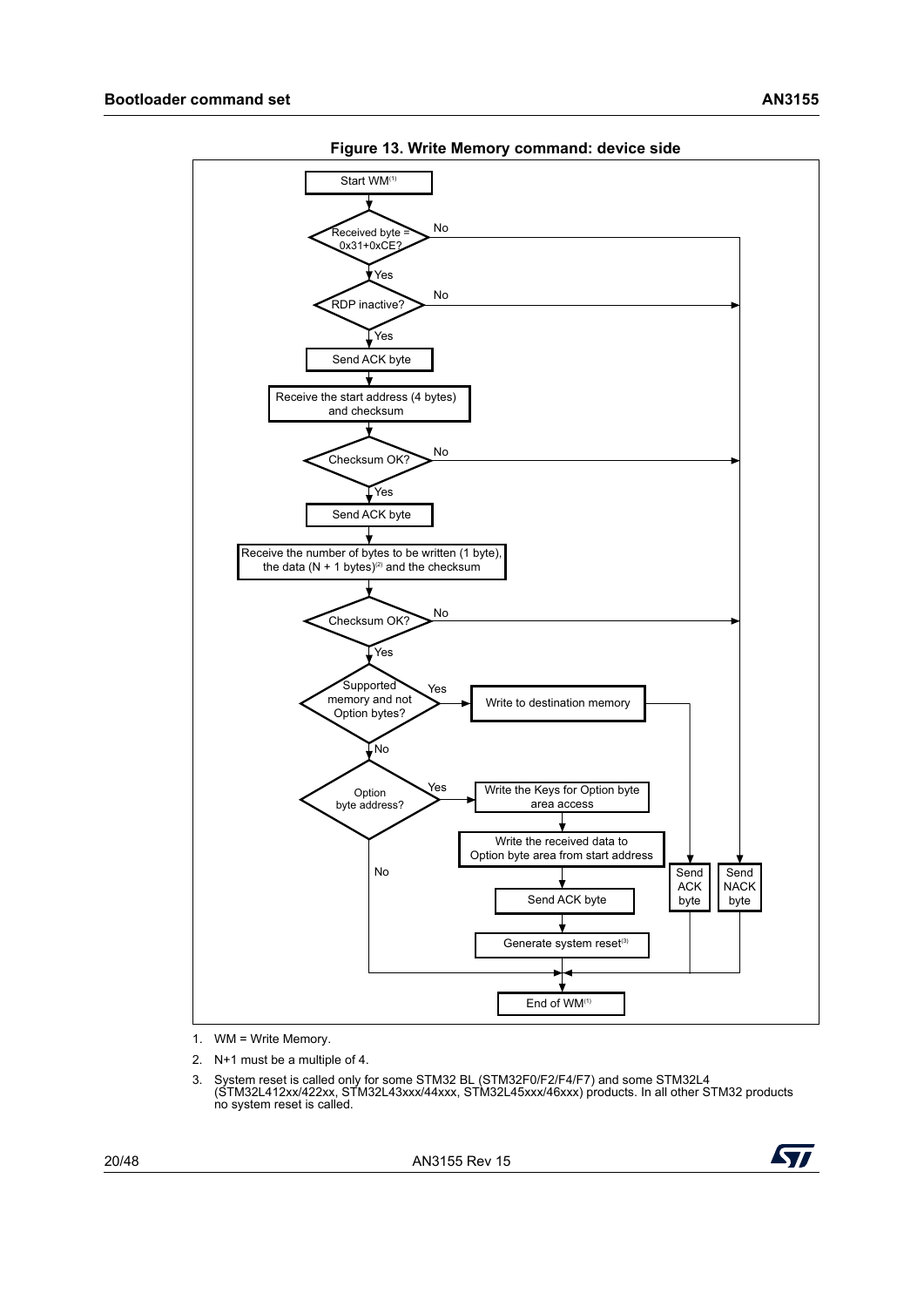**Figure 13. Write Memory command: device side**

Start WM[(1)]

Received byte = 0x31+0xCE? — No → Send NACK byte

Yes

RDP inactive? — No → Send NACK byte

Yes

Send ACK byte

Receive the start address (4 bytes) and checksum

Checksum OK? — No → Send NACK byte

Yes

Send ACK byte

Receive the number of bytes to be written (1 byte), the data (N + 1 bytes)[(2)] and the checksum

Checksum OK? — No → Send NACK byte

Yes

Supported memory and not Option bytes? — Yes → Write to destination memory → Send ACK byte → End of WM

No

Option byte address? — Yes → Write the Keys for Option byte area access → Write the received data to Option byte area from start address → Send ACK byte → Generate system reset[(3)] → End of WM

No → End of WM[(1)]

1. WM = Write Memory.
2. N+1 must be a multiple of 4.
3. System reset is called only for some STM32 BL (STM32F0/F2/F4/F7) and some STM32L4 (STM32L412xx/422xx, STM32L43xxx/44xxx, STM32L45xxx/46xxx) products. In all other STM32 products no system reset is called.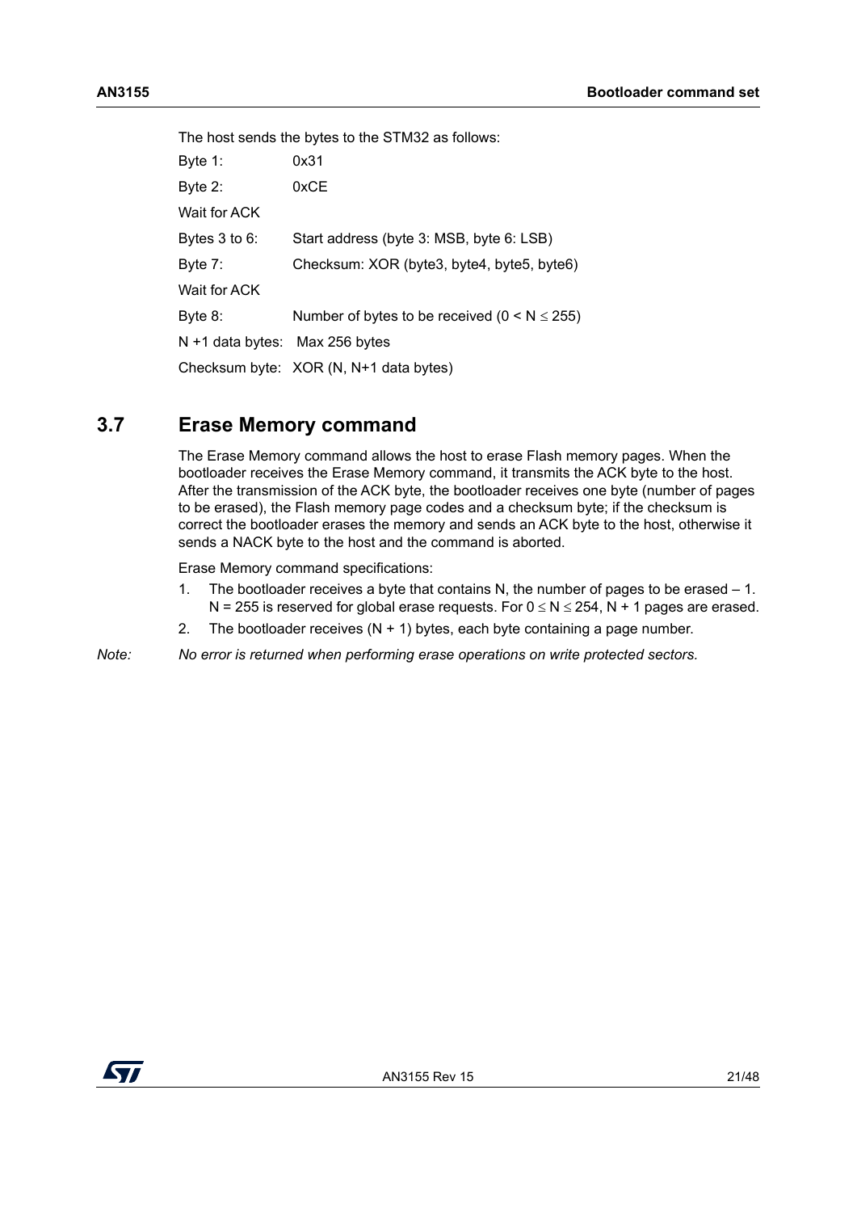The host sends the bytes to the STM32 as follows:

| | |
|---|---|
| Byte 1: | 0x31 |
| Byte 2: | 0xCE |
| Wait for ACK | |
| Bytes 3 to 6: | Start address (byte 3: MSB, byte 6: LSB) |
| Byte 7: | Checksum: XOR (byte3, byte4, byte5, byte6) |
| Wait for ACK | |
| Byte 8: | Number of bytes to be received ($0 < N \leq 255$) |
| N +1 data bytes: | Max 256 bytes |
| Checksum byte: | XOR (N, N+1 data bytes) |

## 3.7 Erase Memory command

The Erase Memory command allows the host to erase Flash memory pages. When the bootloader receives the Erase Memory command, it transmits the ACK byte to the host. After the transmission of the ACK byte, the bootloader receives one byte (number of pages to be erased), the Flash memory page codes and a checksum byte; if the checksum is correct the bootloader erases the memory and sends an ACK byte to the host, otherwise it sends a NACK byte to the host and the command is aborted.

Erase Memory command specifications:

1. The bootloader receives a byte that contains N, the number of pages to be erased – 1. N = 255 is reserved for global erase requests. For $0 \leq N \leq 254$, N + 1 pages are erased.
2. The bootloader receives (N + 1) bytes, each byte containing a page number.

*Note: No error is returned when performing erase operations on write protected sectors.*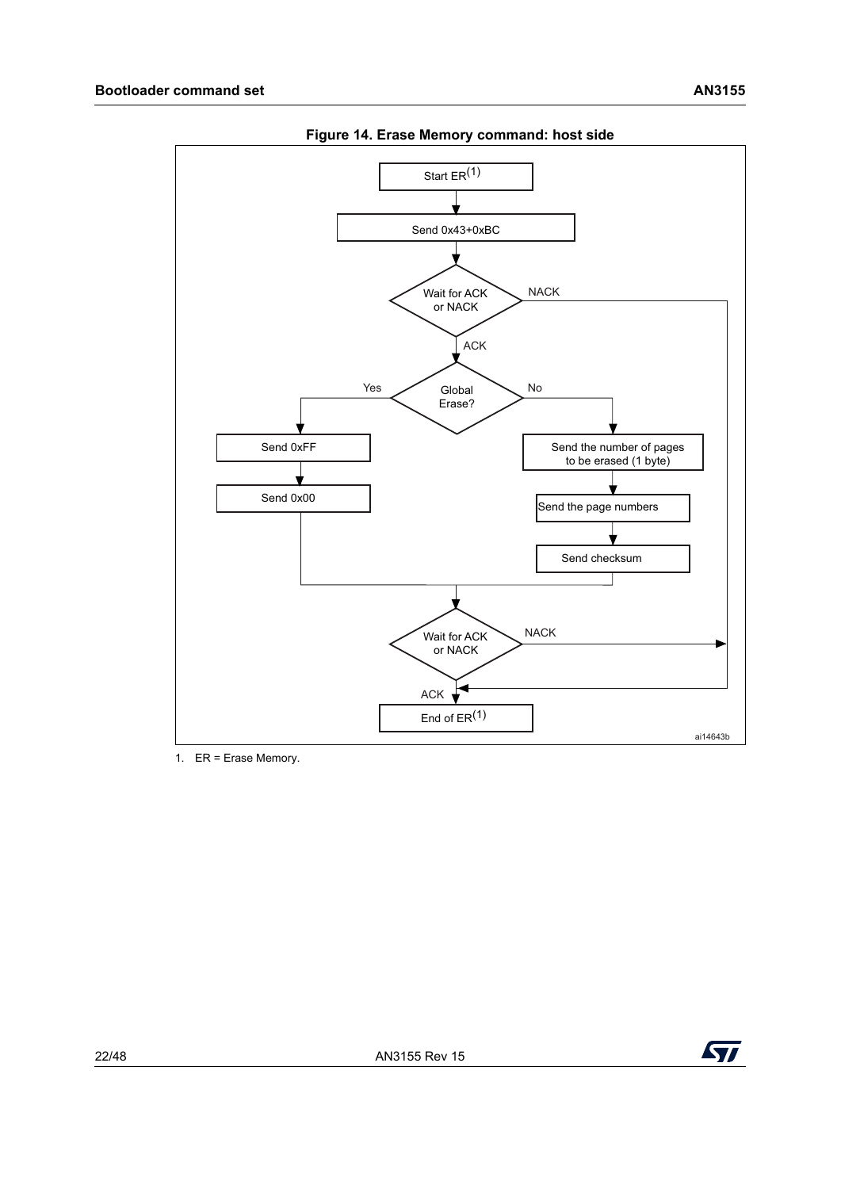**Figure 14. Erase Memory command: host side**

Start ER(1)

Send 0x43+0xBC

Wait for ACK or NACK — NACK / ACK

Global Erase? — Yes / No

Send 0xFF

Send 0x00

Send the number of pages to be erased (1 byte)

Send the page numbers

Send checksum

Wait for ACK or NACK — NACK / ACK

End of ER(1)

ai14643b

1. ER = Erase Memory.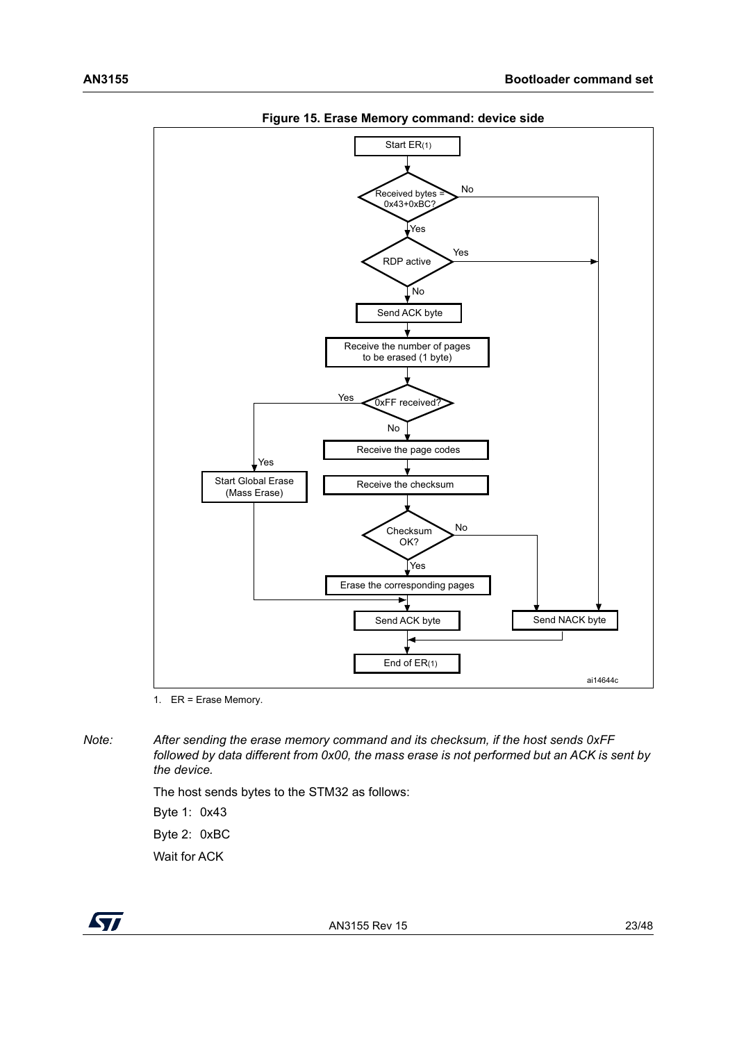**Figure 15. Erase Memory command: device side**

```
Start ER(1)
  -> Received bytes = 0x43+0xBC?
       No  -> Send NACK byte
       Yes -> RDP active
                Yes -> Send NACK byte
                No  -> Send ACK byte
                       -> Receive the number of pages to be erased (1 byte)
                       -> 0xFF received?
                            Yes -> Start Global Erase (Mass Erase) -> Send ACK byte
                            No  -> Receive the page codes
                                   -> Receive the checksum
                                   -> Checksum OK?
                                        No  -> Send NACK byte
                                        Yes -> Erase the corresponding pages
                                               -> Send ACK byte
Send ACK byte / Send NACK byte -> End of ER(1)
```

ai14644c

1. ER = Erase Memory.

*Note: After sending the erase memory command and its checksum, if the host sends 0xFF followed by data different from 0x00, the mass erase is not performed but an ACK is sent by the device.*

The host sends bytes to the STM32 as follows:

Byte 1: 0x43

Byte 2: 0xBC

Wait for ACK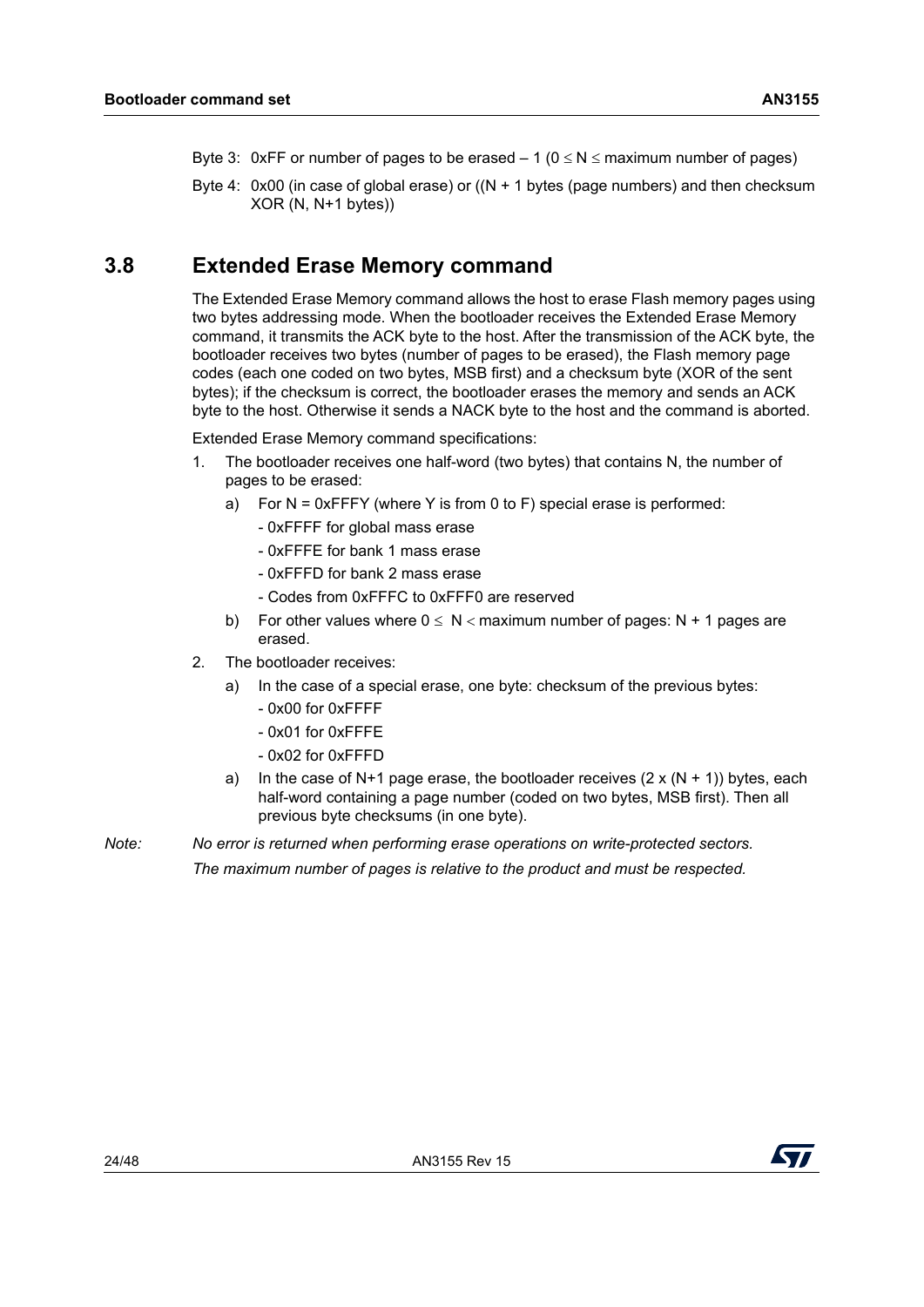Byte 3: 0xFF or number of pages to be erased – 1 ($0 \leq N \leq$ maximum number of pages)

Byte 4: 0x00 (in case of global erase) or ((N + 1 bytes (page numbers) and then checksum XOR (N, N+1 bytes))

## 3.8 Extended Erase Memory command

The Extended Erase Memory command allows the host to erase Flash memory pages using two bytes addressing mode. When the bootloader receives the Extended Erase Memory command, it transmits the ACK byte to the host. After the transmission of the ACK byte, the bootloader receives two bytes (number of pages to be erased), the Flash memory page codes (each one coded on two bytes, MSB first) and a checksum byte (XOR of the sent bytes); if the checksum is correct, the bootloader erases the memory and sends an ACK byte to the host. Otherwise it sends a NACK byte to the host and the command is aborted.

Extended Erase Memory command specifications:

1. The bootloader receives one half-word (two bytes) that contains N, the number of pages to be erased:
   a) For N = 0xFFFY (where Y is from 0 to F) special erase is performed:
      - 0xFFFF for global mass erase
      - 0xFFFE for bank 1 mass erase
      - 0xFFFD for bank 2 mass erase
      - Codes from 0xFFFC to 0xFFF0 are reserved
   b) For other values where $0 \leq N <$ maximum number of pages: N + 1 pages are erased.
2. The bootloader receives:
   a) In the case of a special erase, one byte: checksum of the previous bytes:
      - 0x00 for 0xFFFF
      - 0x01 for 0xFFFE
      - 0x02 for 0xFFFD
   a) In the case of N+1 page erase, the bootloader receives (2 x (N + 1)) bytes, each half-word containing a page number (coded on two bytes, MSB first). Then all previous byte checksums (in one byte).

*Note: No error is returned when performing erase operations on write-protected sectors.*
*The maximum number of pages is relative to the product and must be respected.*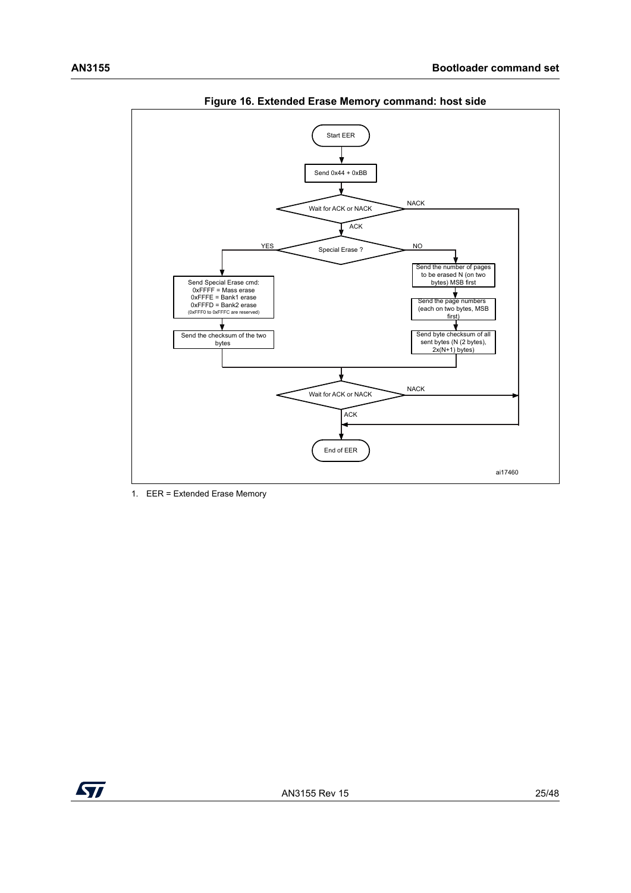**Figure 16. Extended Erase Memory command: host side**

```
Start EER
  |
Send 0x44 + 0xBB
  |
Wait for ACK or NACK --NACK--> (End of EER)
  | ACK
Special Erase ?
  |-- YES --> Send Special Erase cmd:
  |             0xFFFF = Mass erase
  |             0xFFFE = Bank1 erase
  |             0xFFFD = Bank2 erase
  |             (0xFFF0 to 0xFFFC are reserved)
  |           Send the checksum of the two bytes
  |
  |-- NO ---> Send the number of pages to be erased N (on two bytes) MSB first
  |           Send the page numbers (each on two bytes, MSB first)
  |           Send byte checksum of all sent bytes (N (2 bytes), 2x(N+1) bytes)
  |
Wait for ACK or NACK --NACK--> (End of EER)
  | ACK
End of EER
```

ai17460

1. EER = Extended Erase Memory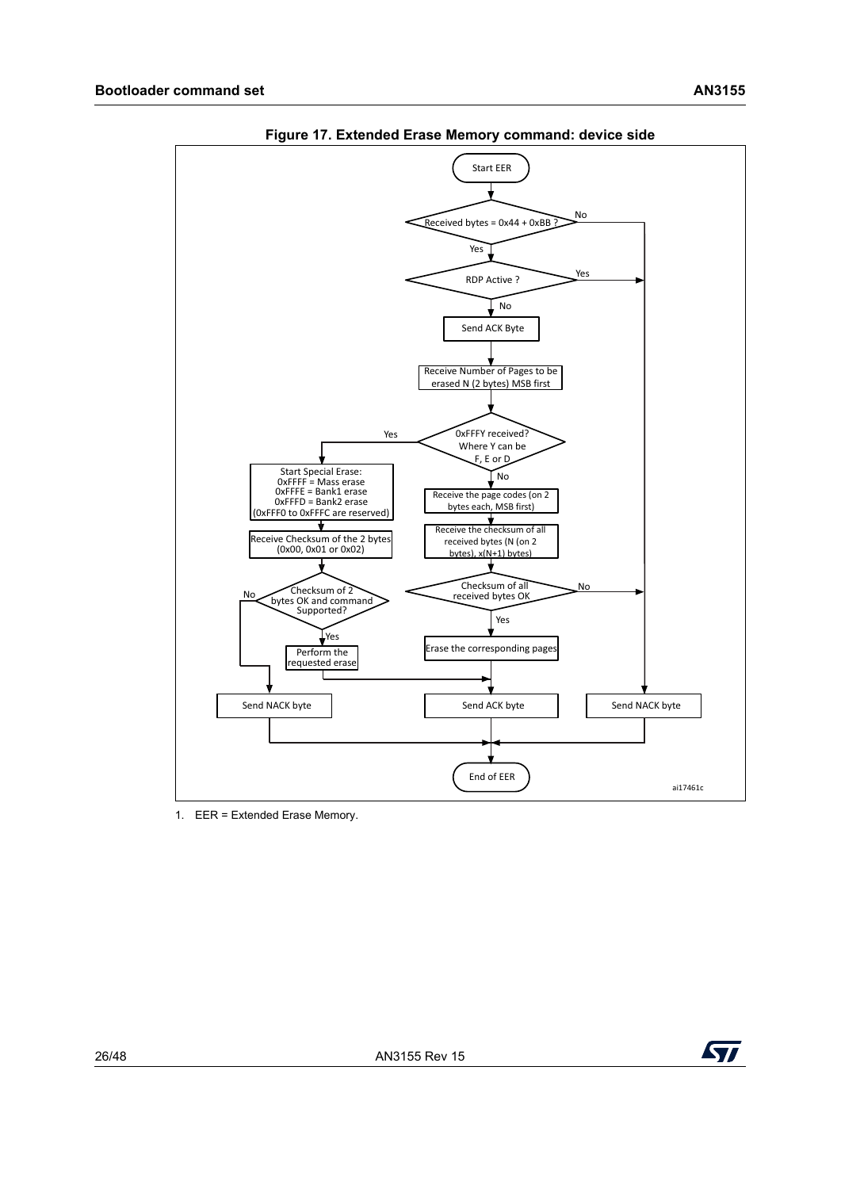**Figure 17. Extended Erase Memory command: device side**

Start EER

Received bytes = 0x44 + 0xBB ? — No → Send NACK byte; Yes ↓

RDP Active ? — Yes → Send NACK byte; No ↓

Send ACK Byte

Receive Number of Pages to be erased N (2 bytes) MSB first

0xFFFY received? Where Y can be F, E or D

- Yes:
  - Start Special Erase:
    - 0xFFFF = Mass erase
    - 0xFFFE = Bank1 erase
    - 0xFFFD = Bank2 erase
    - (0xFFF0 to 0xFFFC are reserved)
  - Receive Checksum of the 2 bytes (0x00, 0x01 or 0x02)
  - Checksum of 2 bytes OK and command Supported?
    - No → Send NACK byte
    - Yes → Perform the requested erase → Send ACK byte
- No:
  - Receive the page codes (on 2 bytes each, MSB first)
  - Receive the checksum of all received bytes (N (on 2 bytes), x(N+1) bytes)
  - Checksum of all received bytes OK
    - No → Send NACK byte
    - Yes → Erase the corresponding pages → Send ACK byte

End of EER

ai17461c

1. EER = Extended Erase Memory.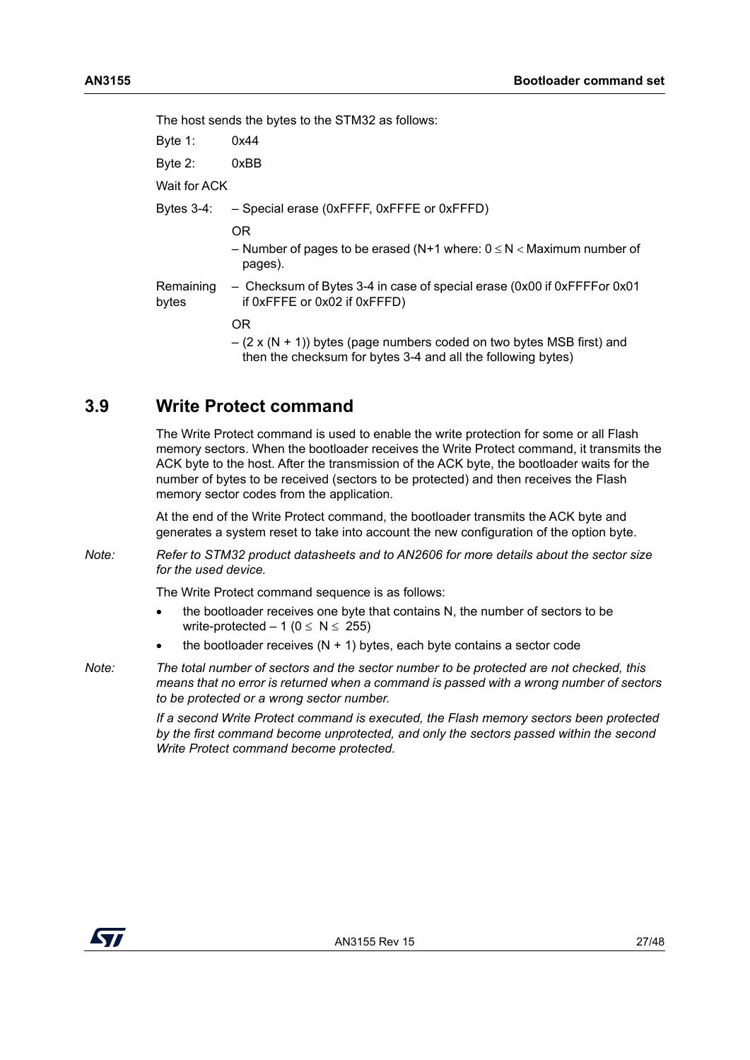The host sends the bytes to the STM32 as follows:

Byte 1: 0x44

Byte 2: 0xBB

Wait for ACK

Bytes 3-4: – Special erase (0xFFFF, 0xFFFE or 0xFFFD)

OR

– Number of pages to be erased (N+1 where: $0 \leq N <$ Maximum number of pages).

Remaining bytes – Checksum of Bytes 3-4 in case of special erase (0x00 if 0xFFFFor 0x01 if 0xFFFE or 0x02 if 0xFFFD)

OR

– (2 x (N + 1)) bytes (page numbers coded on two bytes MSB first) and then the checksum for bytes 3-4 and all the following bytes)

## 3.9 Write Protect command

The Write Protect command is used to enable the write protection for some or all Flash memory sectors. When the bootloader receives the Write Protect command, it transmits the ACK byte to the host. After the transmission of the ACK byte, the bootloader waits for the number of bytes to be received (sectors to be protected) and then receives the Flash memory sector codes from the application.

At the end of the Write Protect command, the bootloader transmits the ACK byte and generates a system reset to take into account the new configuration of the option byte.

*Note: Refer to STM32 product datasheets and to AN2606 for more details about the sector size for the used device.*

The Write Protect command sequence is as follows:

- the bootloader receives one byte that contains N, the number of sectors to be write-protected – 1 ($0 \leq N \leq 255$)
- the bootloader receives (N + 1) bytes, each byte contains a sector code

*Note: The total number of sectors and the sector number to be protected are not checked, this means that no error is returned when a command is passed with a wrong number of sectors to be protected or a wrong sector number.*

*If a second Write Protect command is executed, the Flash memory sectors been protected by the first command become unprotected, and only the sectors passed within the second Write Protect command become protected.*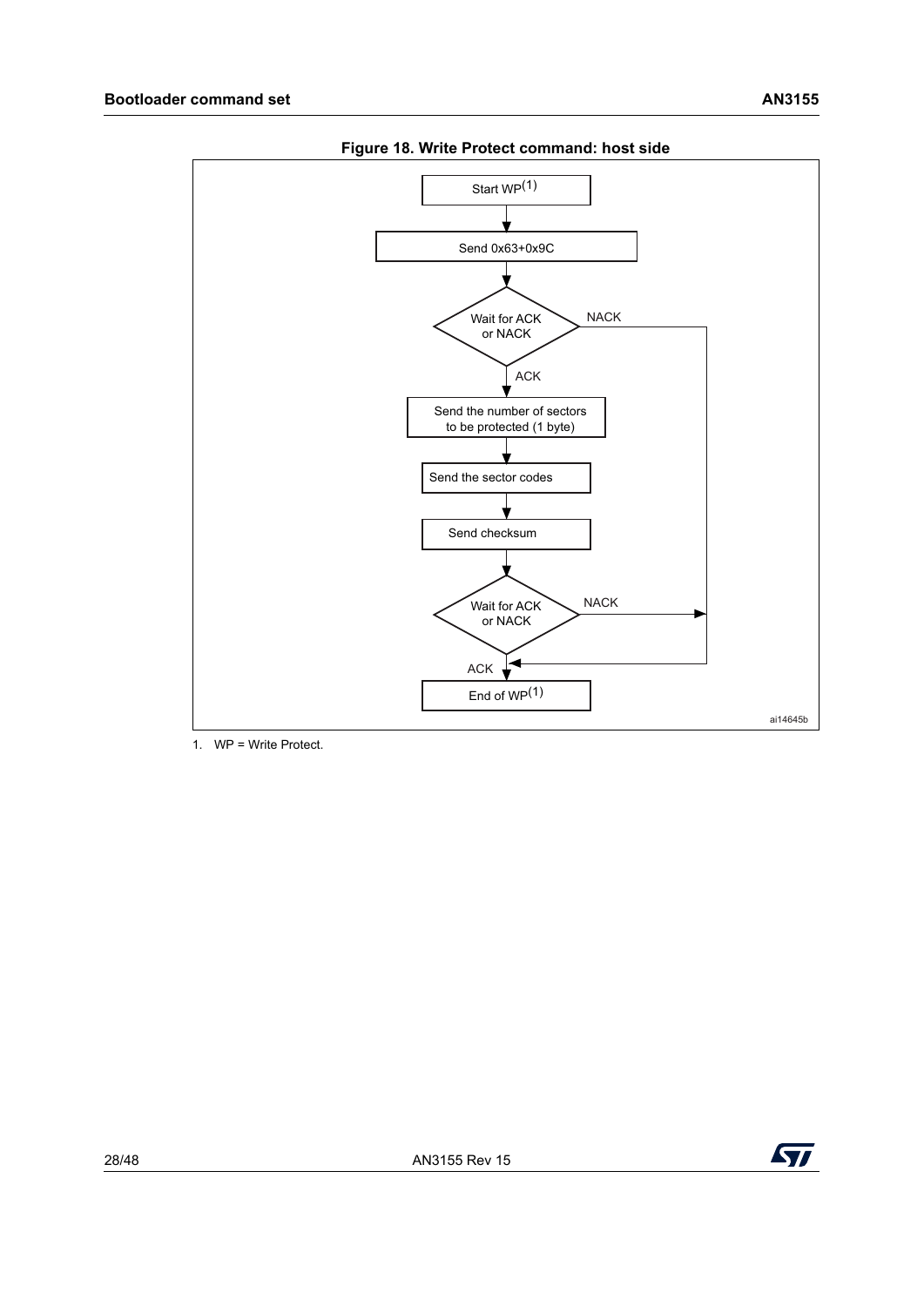**Figure 18. Write Protect command: host side**

Start WP(1)

Send 0x63+0x9C

Wait for ACK or NACK

NACK

ACK

Send the number of sectors to be protected (1 byte)

Send the sector codes

Send checksum

Wait for ACK or NACK

NACK

ACK

End of WP(1)

ai14645b

1. WP = Write Protect.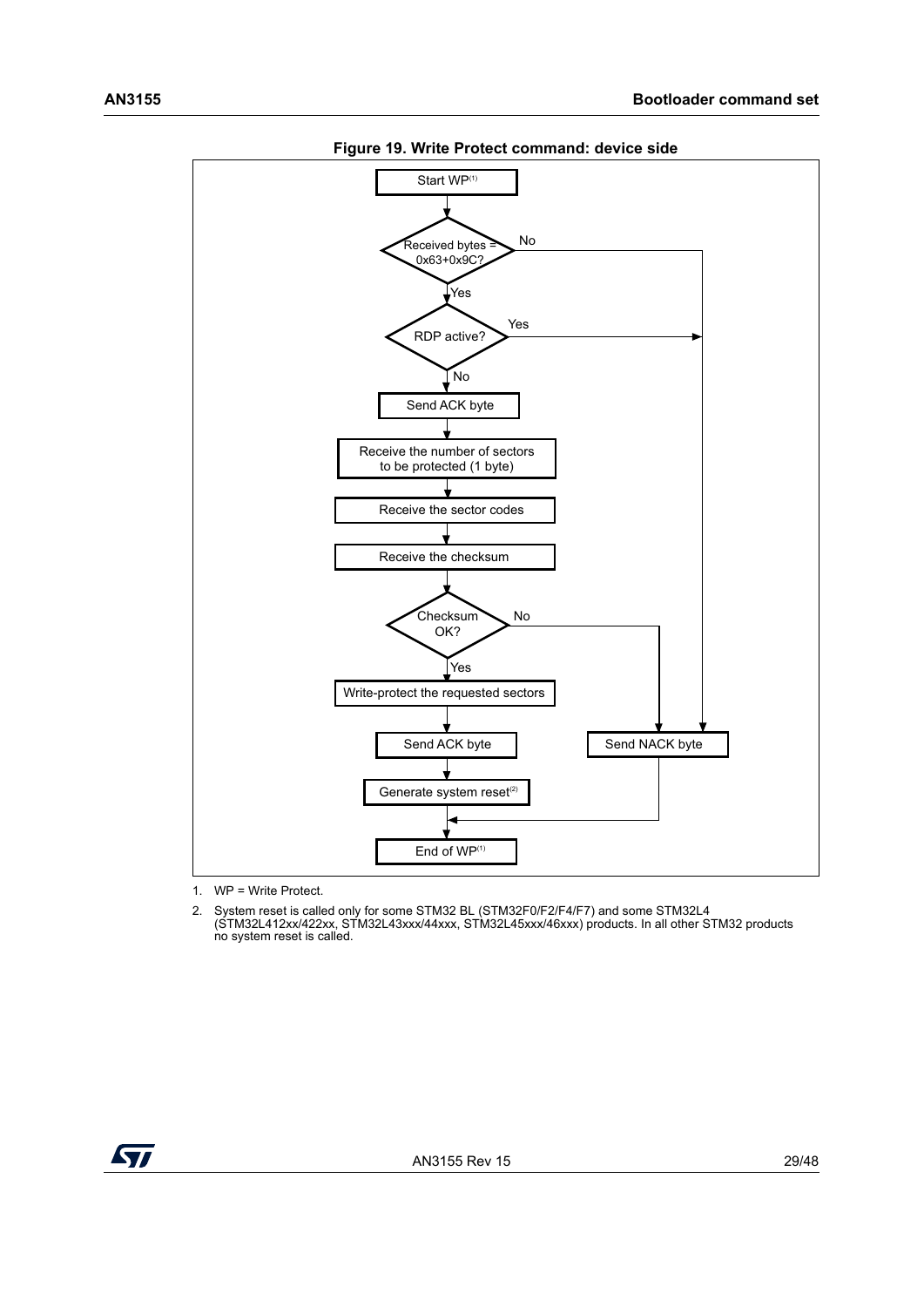**Figure 19. Write Protect command: device side**

Start WP[1]

Received bytes = 0x63+0x9C?

No

Yes

RDP active?

Yes

No

Send ACK byte

Receive the number of sectors to be protected (1 byte)

Receive the sector codes

Receive the checksum

Checksum OK?

No

Yes

Write-protect the requested sectors

Send ACK byte

Send NACK byte

Generate system reset[2]

End of WP[1]

1. WP = Write Protect.
2. System reset is called only for some STM32 BL (STM32F0/F2/F4/F7) and some STM32L4 (STM32L412xx/422xx, STM32L43xxx/44xxx, STM32L45xxx/46xxx) products. In all other STM32 products no system reset is called.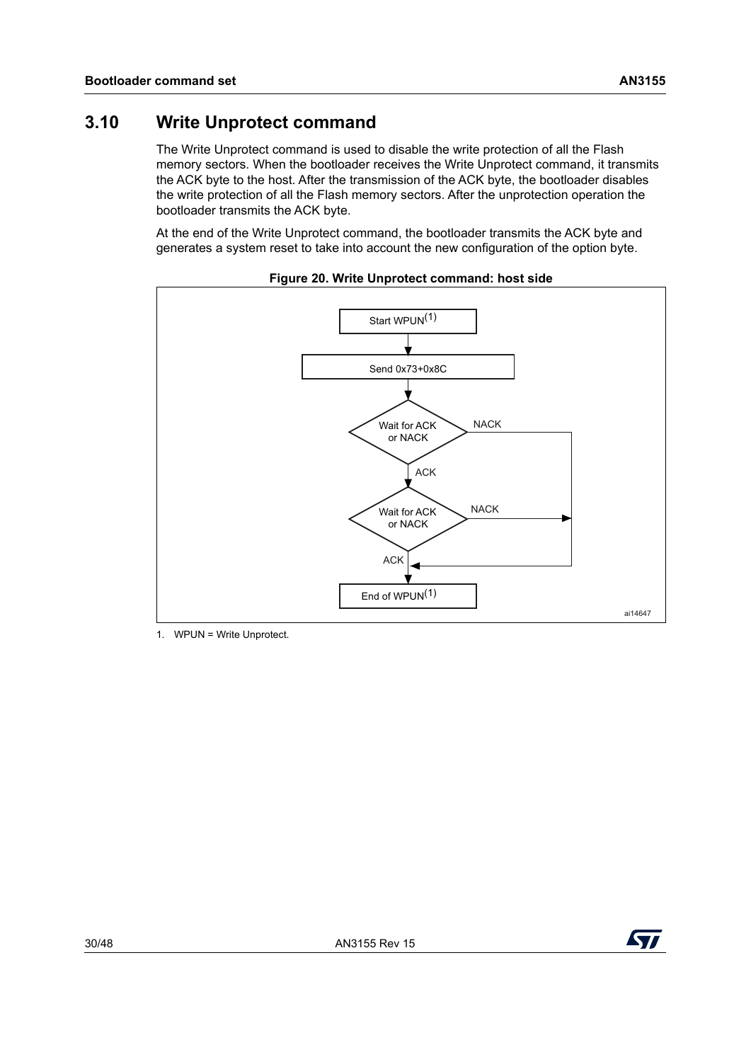## 3.10 Write Unprotect command

The Write Unprotect command is used to disable the write protection of all the Flash memory sectors. When the bootloader receives the Write Unprotect command, it transmits the ACK byte to the host. After the transmission of the ACK byte, the bootloader disables the write protection of all the Flash memory sectors. After the unprotection operation the bootloader transmits the ACK byte.

At the end of the Write Unprotect command, the bootloader transmits the ACK byte and generates a system reset to take into account the new configuration of the option byte.

**Figure 20. Write Unprotect command: host side**

Start WPUN(1)

Send 0x73+0x8C

Wait for ACK or NACK — NACK → End of WPUN(1); ACK ↓

Wait for ACK or NACK — NACK → End of WPUN(1); ACK ↓

End of WPUN(1)

ai14647

1. WPUN = Write Unprotect.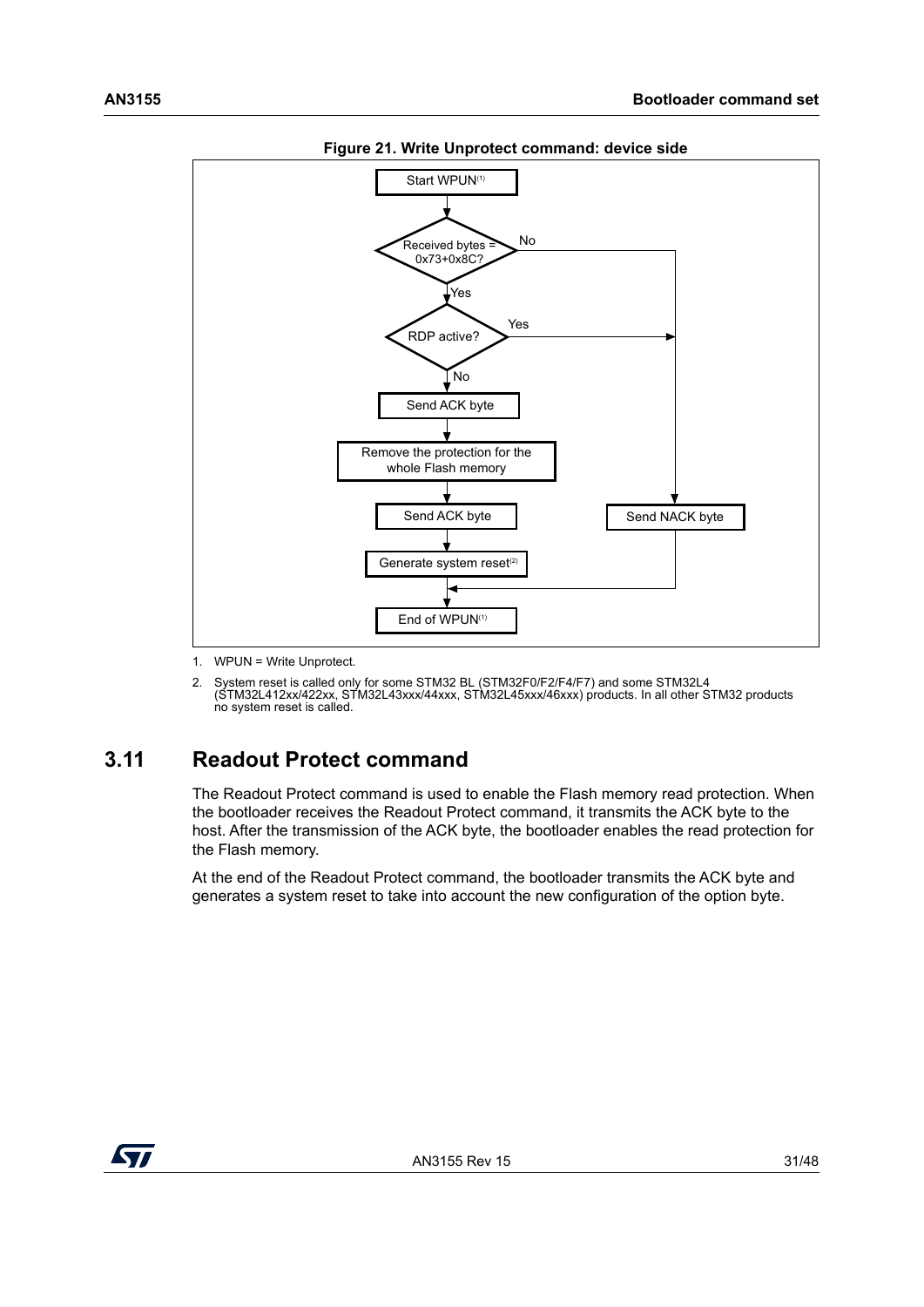**Figure 21. Write Unprotect command: device side**

Start WPUN[1]

Received bytes = 0x73+0x8C?

No

Yes

RDP active?

Yes

No

Send ACK byte

Remove the protection for the whole Flash memory

Send ACK byte

Send NACK byte

Generate system reset[2]

End of WPUN[1]

1. WPUN = Write Unprotect.
2. System reset is called only for some STM32 BL (STM32F0/F2/F4/F7) and some STM32L4 (STM32L412xx/422xx, STM32L43xxx/44xxx, STM32L45xxx/46xxx) products. In all other STM32 products no system reset is called.

## 3.11 Readout Protect command

The Readout Protect command is used to enable the Flash memory read protection. When the bootloader receives the Readout Protect command, it transmits the ACK byte to the host. After the transmission of the ACK byte, the bootloader enables the read protection for the Flash memory.

At the end of the Readout Protect command, the bootloader transmits the ACK byte and generates a system reset to take into account the new configuration of the option byte.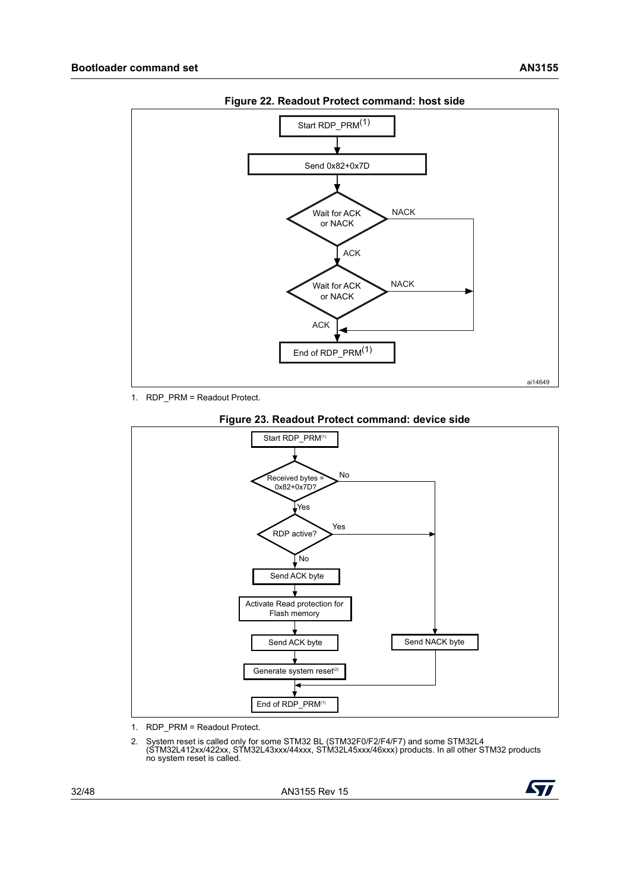**Figure 22. Readout Protect command: host side**

```
Start RDP_PRM(1)
      |
Send 0x82+0x7D
      |
Wait for ACK or NACK --NACK--> End of RDP_PRM(1)
      | ACK
Wait for ACK or NACK --NACK--> End of RDP_PRM(1)
      | ACK
End of RDP_PRM(1)
```

ai14649

1. RDP_PRM = Readout Protect.

**Figure 23. Readout Protect command: device side**

```
Start RDP_PRM(1)
      |
Received bytes = 0x82+0x7D? --No--> Send NACK byte --> End of RDP_PRM(1)
      | Yes
RDP active? --Yes--> Send NACK byte --> End of RDP_PRM(1)
      | No
Send ACK byte
      |
Activate Read protection for Flash memory
      |
Send ACK byte
      |
Generate system reset(2)
      |
End of RDP_PRM(1)
```

1. RDP_PRM = Readout Protect.
2. System reset is called only for some STM32 BL (STM32F0/F2/F4/F7) and some STM32L4 (STM32L412xx/422xx, STM32L43xxx/44xxx, STM32L45xxx/46xxx) products. In all other STM32 products no system reset is called.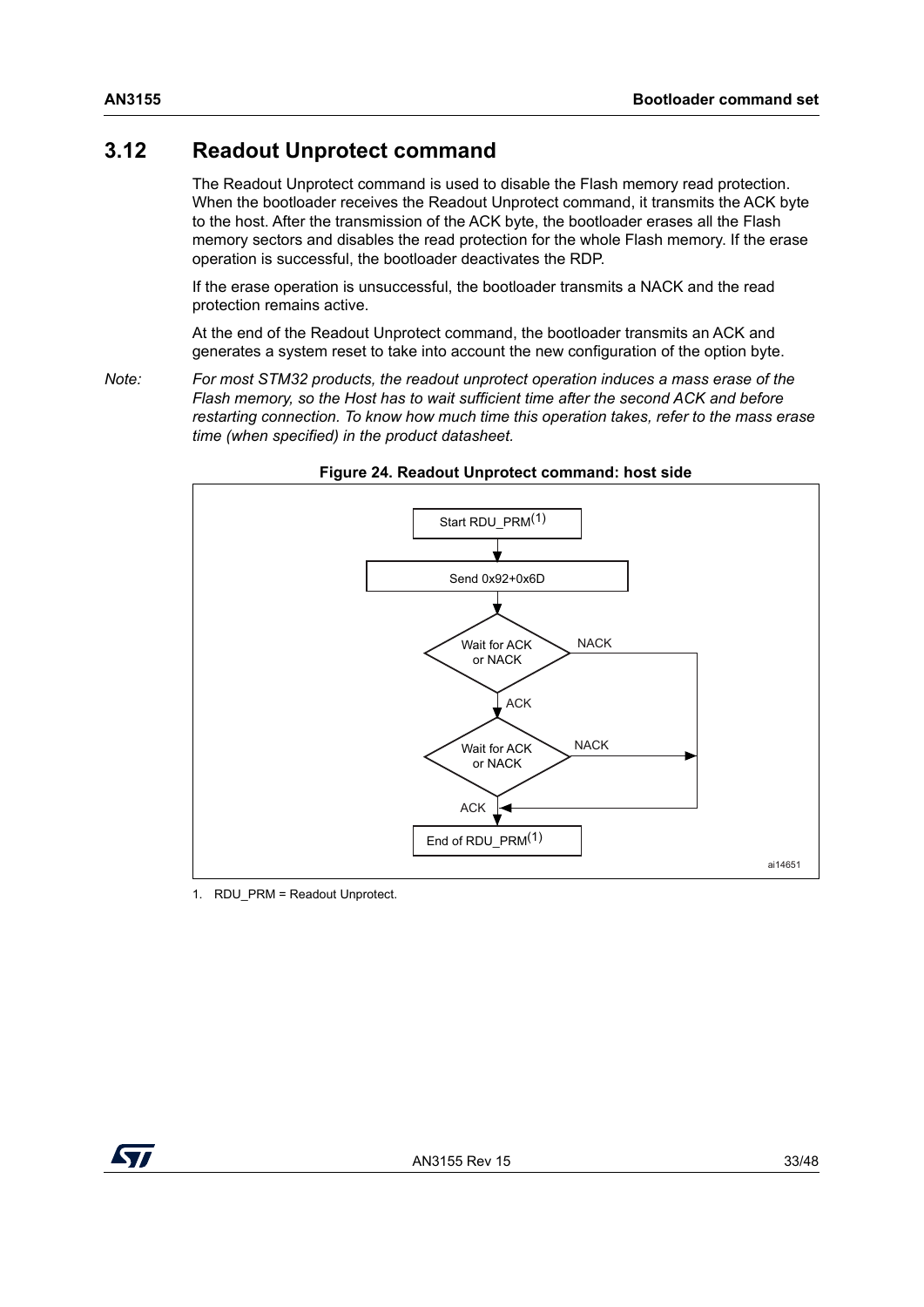## 3.12 Readout Unprotect command

The Readout Unprotect command is used to disable the Flash memory read protection. When the bootloader receives the Readout Unprotect command, it transmits the ACK byte to the host. After the transmission of the ACK byte, the bootloader erases all the Flash memory sectors and disables the read protection for the whole Flash memory. If the erase operation is successful, the bootloader deactivates the RDP.

If the erase operation is unsuccessful, the bootloader transmits a NACK and the read protection remains active.

At the end of the Readout Unprotect command, the bootloader transmits an ACK and generates a system reset to take into account the new configuration of the option byte.

*Note: For most STM32 products, the readout unprotect operation induces a mass erase of the Flash memory, so the Host has to wait sufficient time after the second ACK and before restarting connection. To know how much time this operation takes, refer to the mass erase time (when specified) in the product datasheet.*

**Figure 24. Readout Unprotect command: host side**

Start RDU_PRM(1)

Send 0x92+0x6D

Wait for ACK or NACK — NACK / ACK

Wait for ACK or NACK — NACK / ACK

End of RDU_PRM(1)

ai14651

1. RDU_PRM = Readout Unprotect.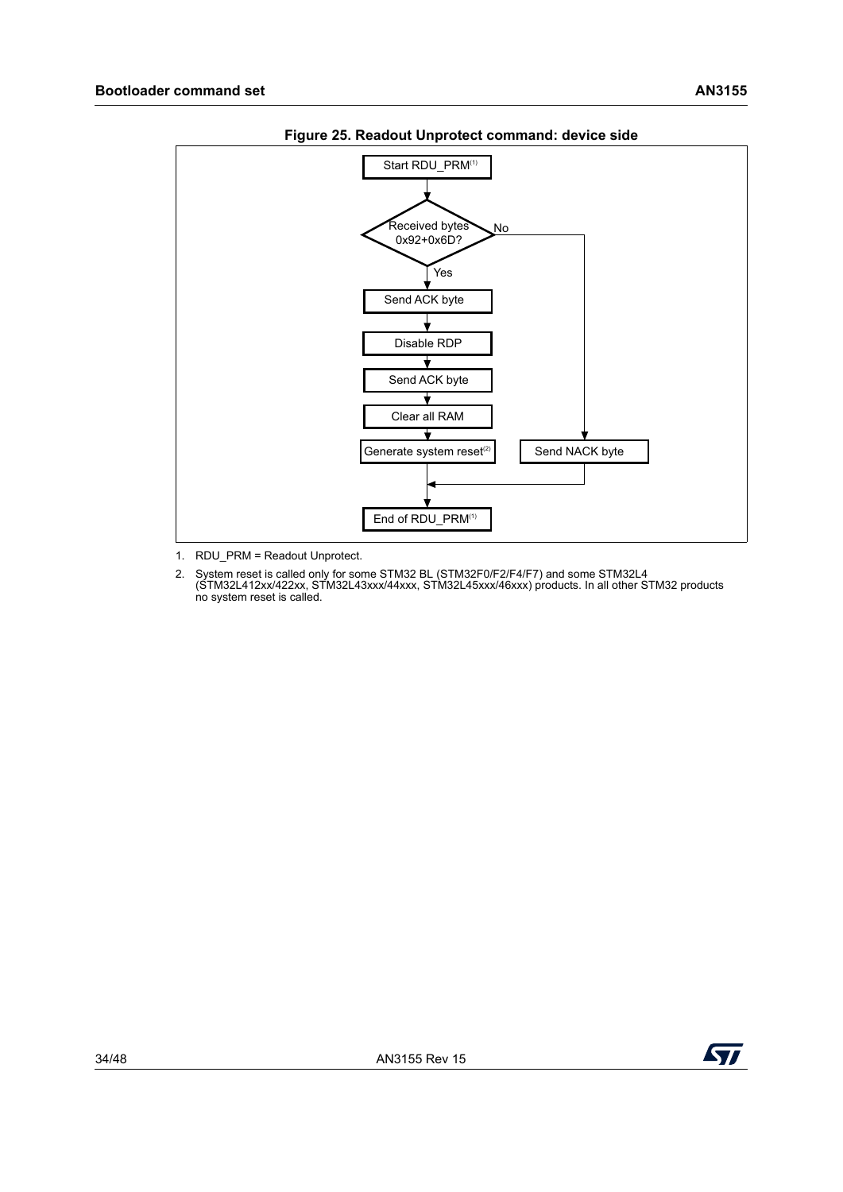**Figure 25. Readout Unprotect command: device side**

```
Start RDU_PRM(1)
      |
Received bytes 0x92+0x6D? --No--> Send NACK byte --+
      | Yes                                         |
Send ACK byte                                       |
      |                                             |
Disable RDP                                         |
      |                                             |
Send ACK byte                                       |
      |                                             |
Clear all RAM                                       |
      |                                             |
Generate system reset(2)                            |
      |<--------------------------------------------+
End of RDU_PRM(1)
```

1. RDU_PRM = Readout Unprotect.
2. System reset is called only for some STM32 BL (STM32F0/F2/F4/F7) and some STM32L4 (STM32L412xx/422xx, STM32L43xxx/44xxx, STM32L45xxx/46xxx) products. In all other STM32 products no system reset is called.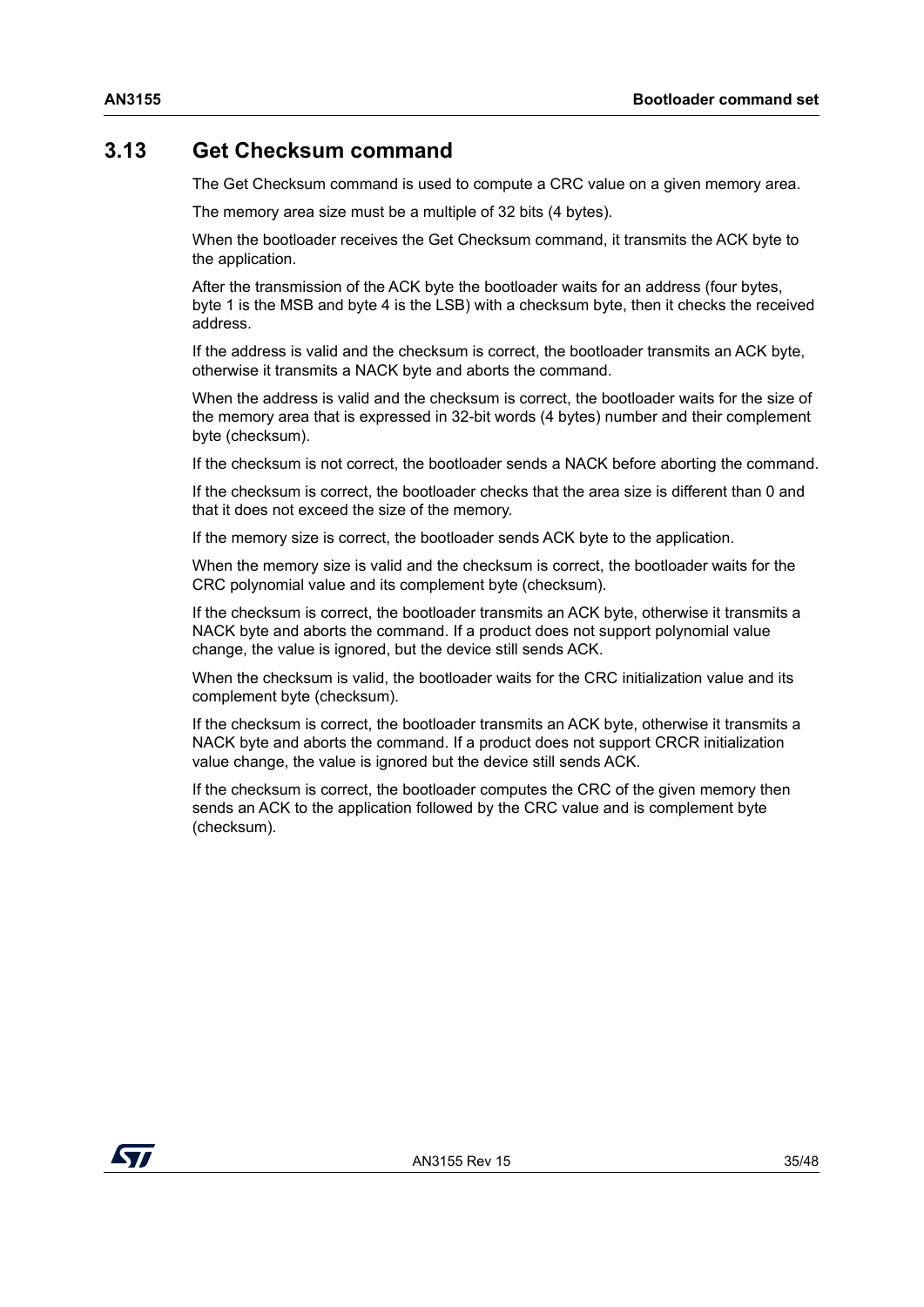## 3.13 Get Checksum command

The Get Checksum command is used to compute a CRC value on a given memory area.

The memory area size must be a multiple of 32 bits (4 bytes).

When the bootloader receives the Get Checksum command, it transmits the ACK byte to the application.

After the transmission of the ACK byte the bootloader waits for an address (four bytes, byte 1 is the MSB and byte 4 is the LSB) with a checksum byte, then it checks the received address.

If the address is valid and the checksum is correct, the bootloader transmits an ACK byte, otherwise it transmits a NACK byte and aborts the command.

When the address is valid and the checksum is correct, the bootloader waits for the size of the memory area that is expressed in 32-bit words (4 bytes) number and their complement byte (checksum).

If the checksum is not correct, the bootloader sends a NACK before aborting the command.

If the checksum is correct, the bootloader checks that the area size is different than 0 and that it does not exceed the size of the memory.

If the memory size is correct, the bootloader sends ACK byte to the application.

When the memory size is valid and the checksum is correct, the bootloader waits for the CRC polynomial value and its complement byte (checksum).

If the checksum is correct, the bootloader transmits an ACK byte, otherwise it transmits a NACK byte and aborts the command. If a product does not support polynomial value change, the value is ignored, but the device still sends ACK.

When the checksum is valid, the bootloader waits for the CRC initialization value and its complement byte (checksum).

If the checksum is correct, the bootloader transmits an ACK byte, otherwise it transmits a NACK byte and aborts the command. If a product does not support CRCR initialization value change, the value is ignored but the device still sends ACK.

If the checksum is correct, the bootloader computes the CRC of the given memory then sends an ACK to the application followed by the CRC value and is complement byte (checksum).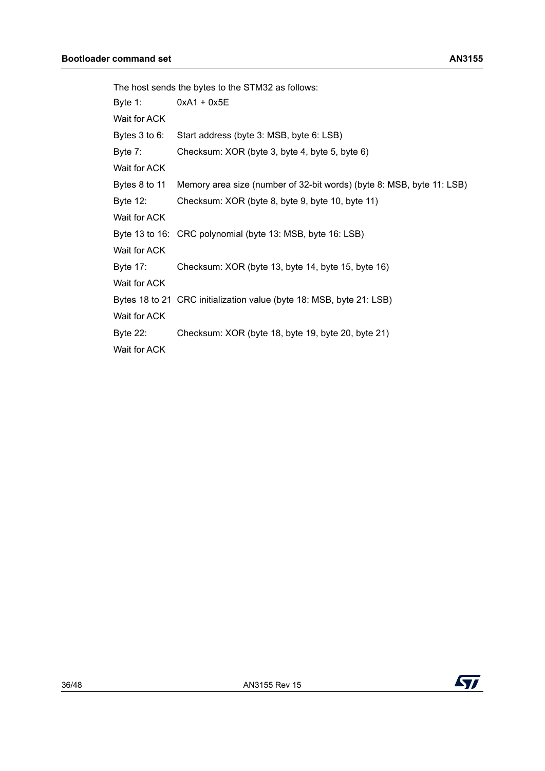The host sends the bytes to the STM32 as follows:

| | |
|---|---|
| Byte 1: | 0xA1 + 0x5E |
| Wait for ACK | |
| Bytes 3 to 6: | Start address (byte 3: MSB, byte 6: LSB) |
| Byte 7: | Checksum: XOR (byte 3, byte 4, byte 5, byte 6) |
| Wait for ACK | |
| Bytes 8 to 11 | Memory area size (number of 32-bit words) (byte 8: MSB, byte 11: LSB) |
| Byte 12: | Checksum: XOR (byte 8, byte 9, byte 10, byte 11) |
| Wait for ACK | |
| Byte 13 to 16: | CRC polynomial (byte 13: MSB, byte 16: LSB) |
| Wait for ACK | |
| Byte 17: | Checksum: XOR (byte 13, byte 14, byte 15, byte 16) |
| Wait for ACK | |
| Bytes 18 to 21 | CRC initialization value (byte 18: MSB, byte 21: LSB) |
| Wait for ACK | |
| Byte 22: | Checksum: XOR (byte 18, byte 19, byte 20, byte 21) |
| Wait for ACK | |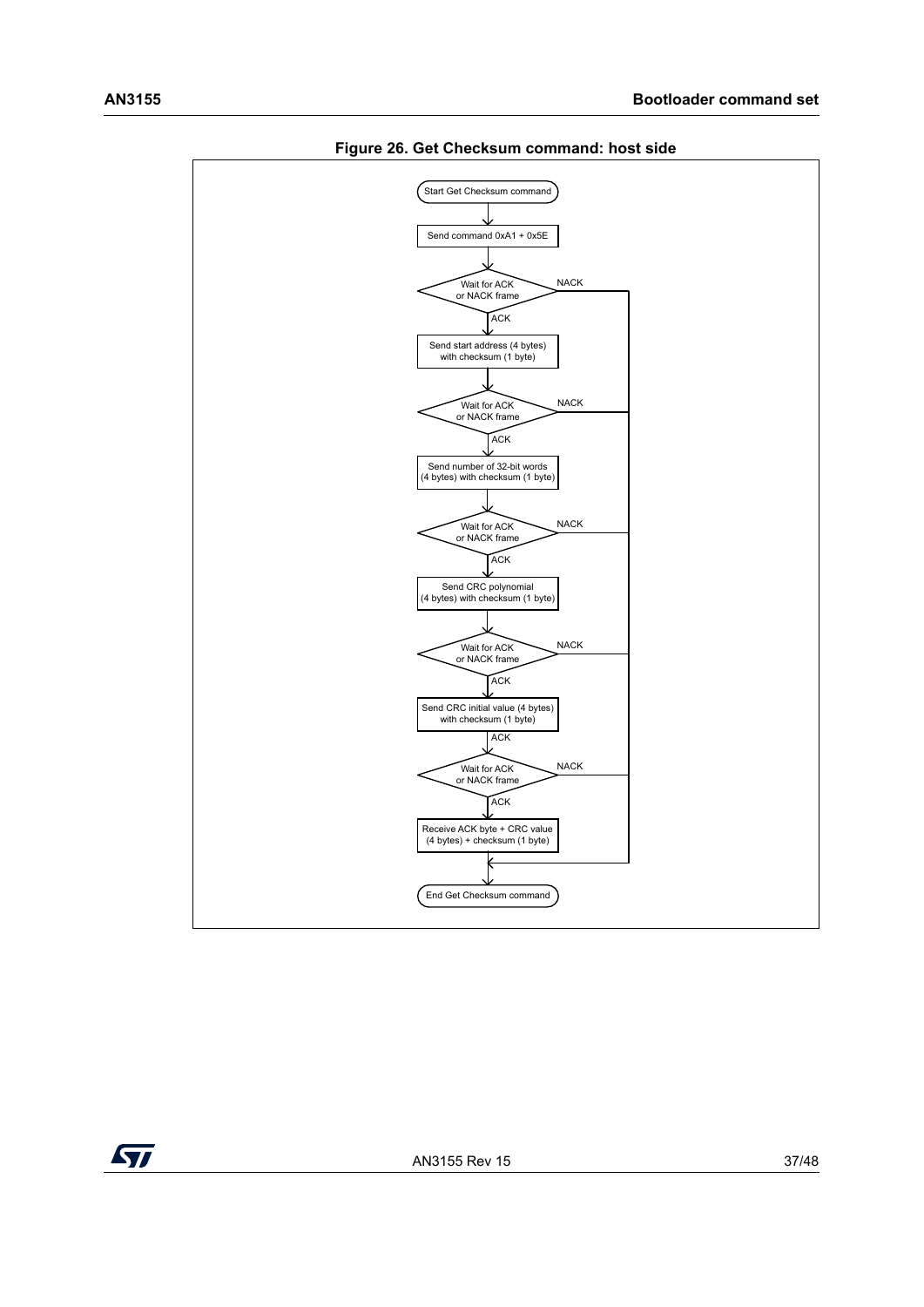**Figure 26. Get Checksum command: host side**

Start Get Checksum command

Send command 0xA1 + 0x5E

Wait for ACK or NACK frame — NACK

ACK

Send start address (4 bytes) with checksum (1 byte)

Wait for ACK or NACK frame — NACK

ACK

Send number of 32-bit words (4 bytes) with checksum (1 byte)

Wait for ACK or NACK frame — NACK

ACK

Send CRC polynomial (4 bytes) with checksum (1 byte)

Wait for ACK or NACK frame — NACK

ACK

Send CRC initial value (4 bytes) with checksum (1 byte)

ACK

Wait for ACK or NACK frame — NACK

ACK

Receive ACK byte + CRC value (4 bytes) + checksum (1 byte)

End Get Checksum command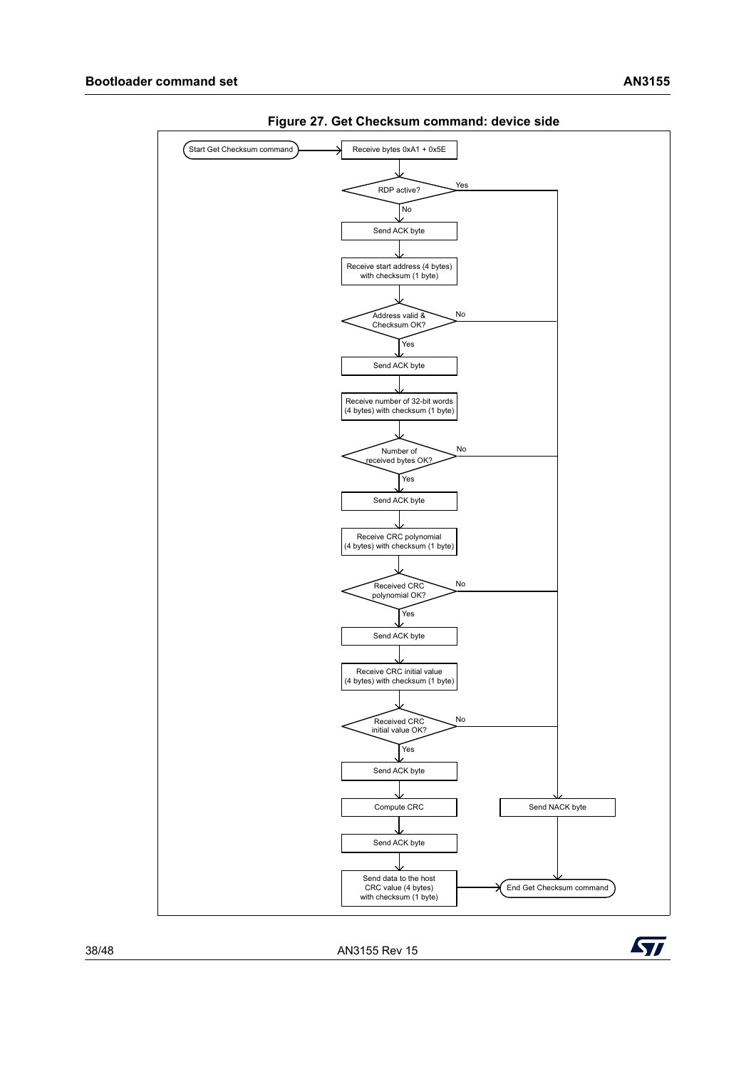**Figure 27. Get Checksum command: device side**

Start Get Checksum command

Receive bytes 0xA1 + 0x5E

RDP active?

Yes

No

Send ACK byte

Receive start address (4 bytes) with checksum (1 byte)

Address valid & Checksum OK?

No

Yes

Send ACK byte

Receive number of 32-bit words (4 bytes) with checksum (1 byte)

Number of received bytes OK?

No

Yes

Send ACK byte

Receive CRC polynomial (4 bytes) with checksum (1 byte)

Received CRC polynomial OK?

No

Yes

Send ACK byte

Receive CRC initial value (4 bytes) with checksum (1 byte)

Received CRC initial value OK?

No

Yes

Send ACK byte

Compute CRC

Send NACK byte

Send ACK byte

Send data to the host CRC value (4 bytes) with checksum (1 byte)

End Get Checksum command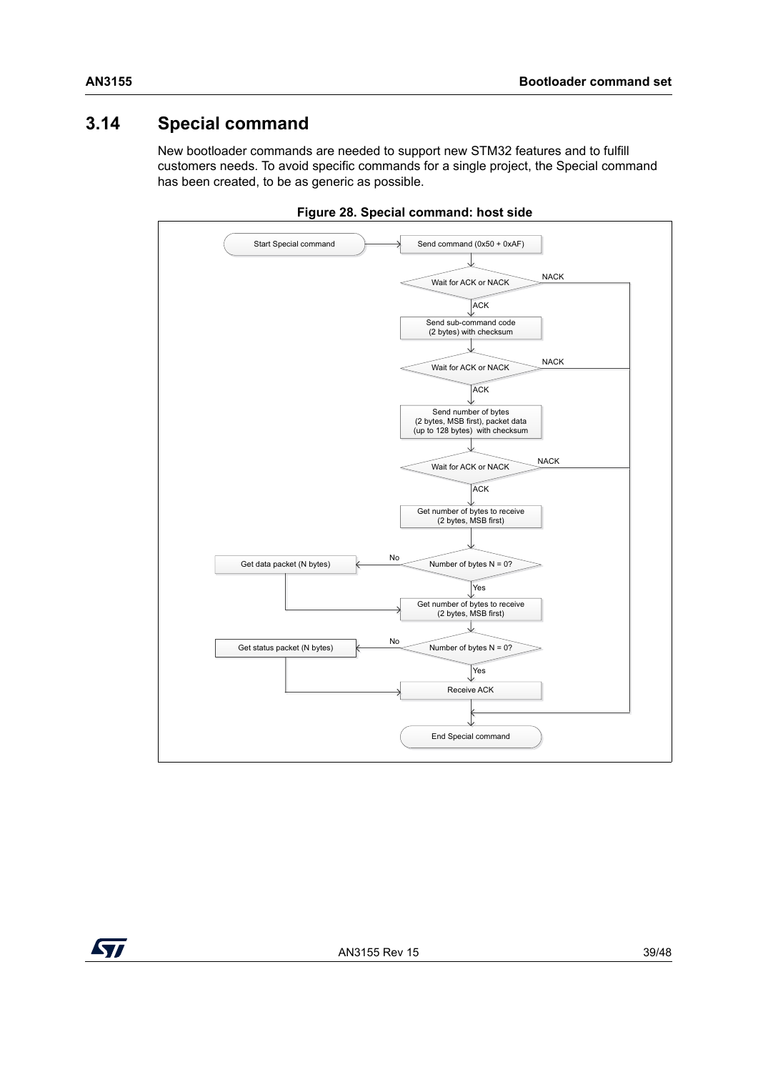## 3.14 Special command

New bootloader commands are needed to support new STM32 features and to fulfill customers needs. To avoid specific commands for a single project, the Special command has been created, to be as generic as possible.

**Figure 28. Special command: host side**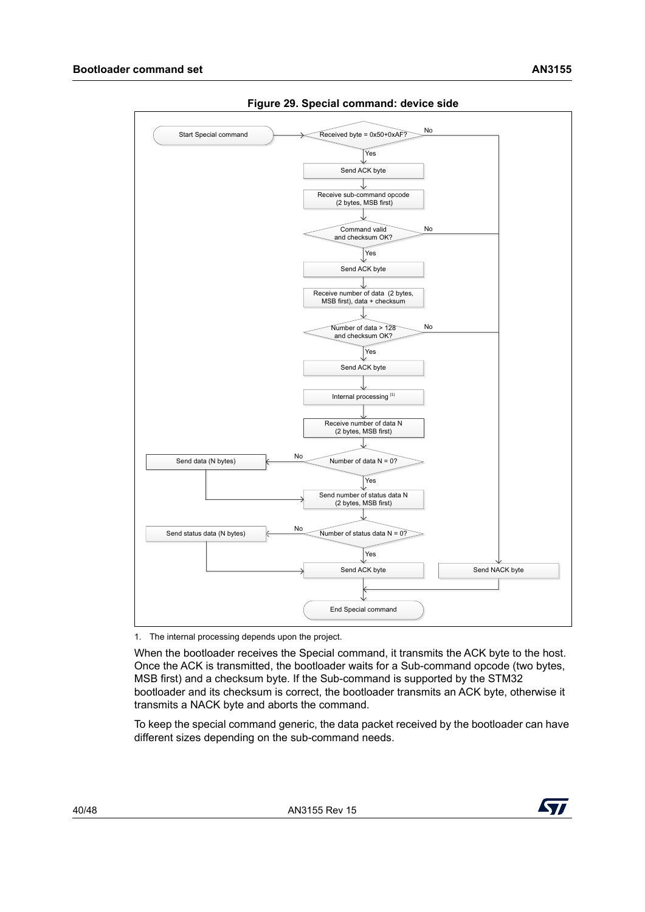**Figure 29. Special command: device side**

```
Start Special command
  -> Received byte = 0x50+0xAF?  --No--> Send NACK byte
     Yes
  -> Send ACK byte
  -> Receive sub-command opcode (2 bytes, MSB first)
  -> Command valid and checksum OK?  --No--> Send NACK byte
     Yes
  -> Send ACK byte
  -> Receive number of data (2 bytes, MSB first), data + checksum
  -> Number of data > 128 and checksum OK?  --No--> Send NACK byte
     Yes
  -> Send ACK byte
  -> Internal processing (1)
  -> Receive number of data N (2 bytes, MSB first)
  -> Number of data N = 0?  --No--> Send data (N bytes)
     Yes
  -> Send number of status data N (2 bytes, MSB first)
  -> Number of status data N = 0?  --No--> Send status data (N bytes)
     Yes
  -> Send ACK byte
  -> End Special command
```

1. The internal processing depends upon the project.

When the bootloader receives the Special command, it transmits the ACK byte to the host. Once the ACK is transmitted, the bootloader waits for a Sub-command opcode (two bytes, MSB first) and a checksum byte. If the Sub-command is supported by the STM32 bootloader and its checksum is correct, the bootloader transmits an ACK byte, otherwise it transmits a NACK byte and aborts the command.

To keep the special command generic, the data packet received by the bootloader can have different sizes depending on the sub-command needs.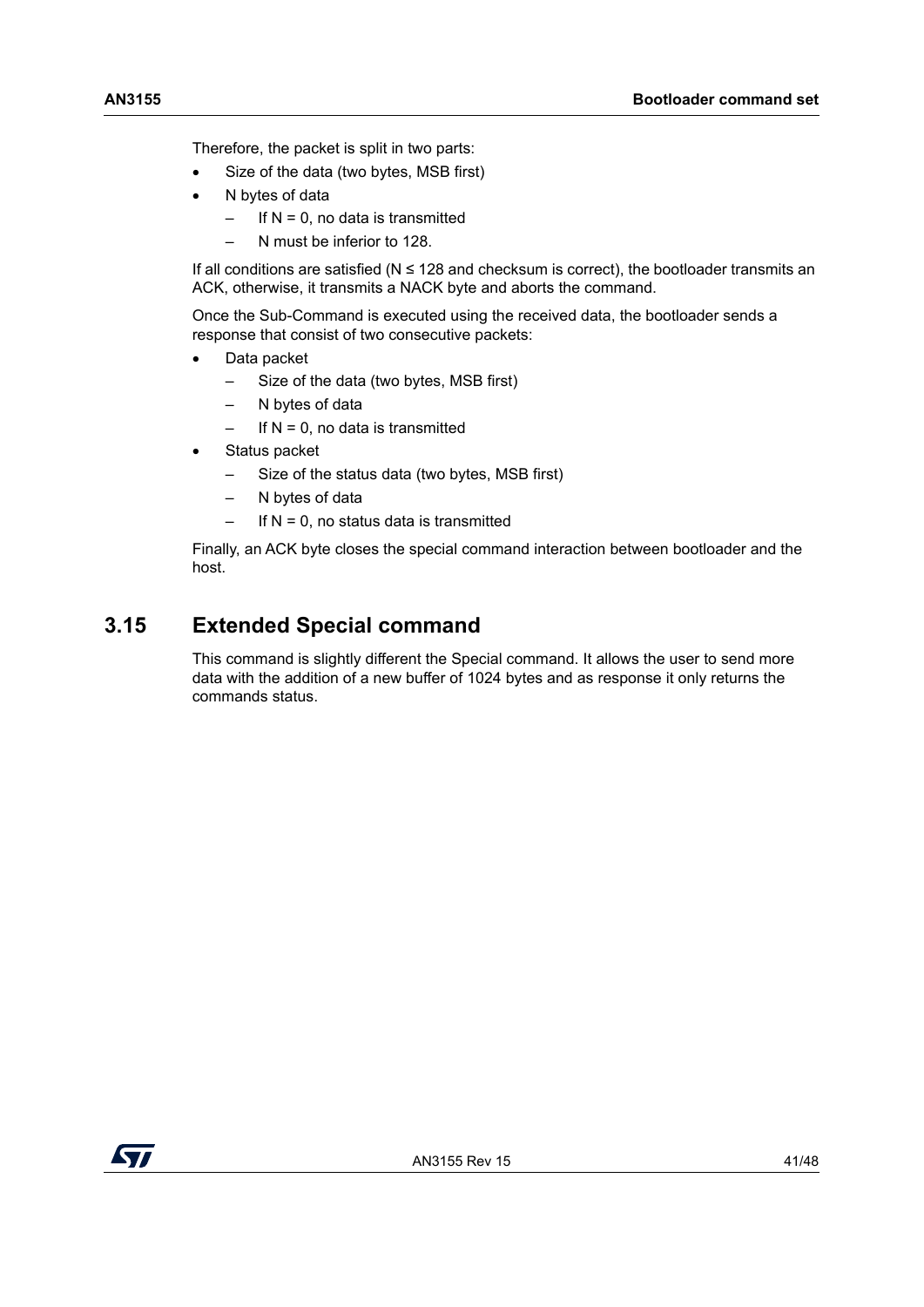Therefore, the packet is split in two parts:

- Size of the data (two bytes, MSB first)
- N bytes of data
  - If N = 0, no data is transmitted
  - N must be inferior to 128.

If all conditions are satisfied (N ≤ 128 and checksum is correct), the bootloader transmits an ACK, otherwise, it transmits a NACK byte and aborts the command.

Once the Sub-Command is executed using the received data, the bootloader sends a response that consist of two consecutive packets:

- Data packet
  - Size of the data (two bytes, MSB first)
  - N bytes of data
  - If N = 0, no data is transmitted
- Status packet
  - Size of the status data (two bytes, MSB first)
  - N bytes of data
  - If N = 0, no status data is transmitted

Finally, an ACK byte closes the special command interaction between bootloader and the host.

## 3.15 Extended Special command

This command is slightly different the Special command. It allows the user to send more data with the addition of a new buffer of 1024 bytes and as response it only returns the commands status.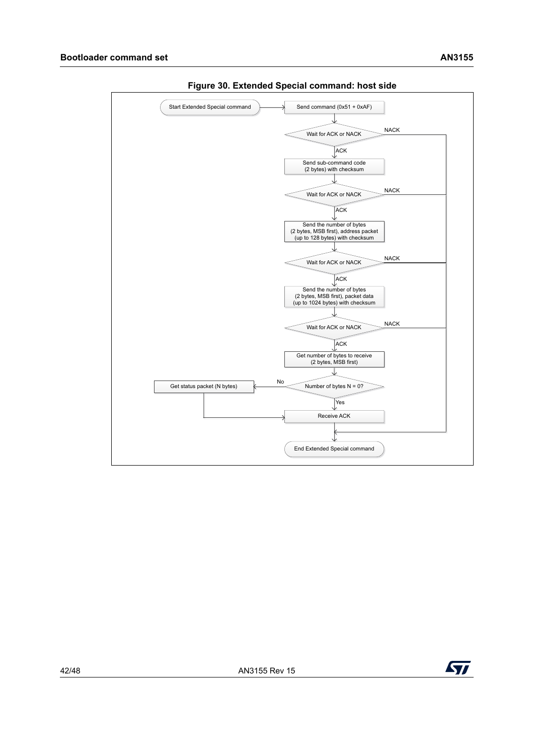**Figure 30. Extended Special command: host side**

Start Extended Special command

Send command (0x51 + 0xAF)

Wait for ACK or NACK

NACK

ACK

Send sub-command code (2 bytes) with checksum

Wait for ACK or NACK

NACK

ACK

Send the number of bytes (2 bytes, MSB first), address packet (up to 128 bytes) with checksum

Wait for ACK or NACK

NACK

ACK

Send the number of bytes (2 bytes, MSB first), packet data (up to 1024 bytes) with checksum

Wait for ACK or NACK

NACK

ACK

Get number of bytes to receive (2 bytes, MSB first)

Number of bytes N = 0?

No

Get status packet (N bytes)

Yes

Receive ACK

End Extended Special command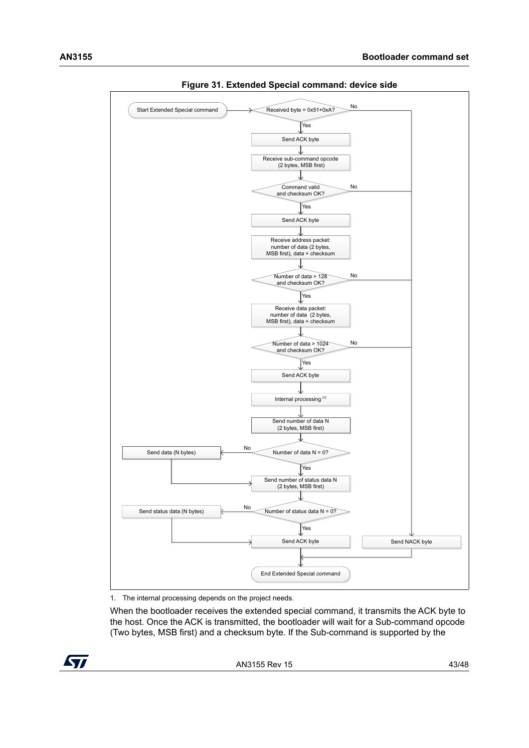**Figure 31. Extended Special command: device side**

Start Extended Special command

Received byte = 0x51+0xA? — No / Yes

Send ACK byte

Receive sub-command opcode (2 bytes, MSB first)

Command valid and checksum OK? — No / Yes

Send ACK byte

Receive address packet: number of data (2 bytes, MSB first), data + checksum

Number of data > 128 and checksum OK? — No / Yes

Receive data packet: number of data (2 bytes, MSB first), data + checksum

Number of data > 1024 and checksum OK? — No / Yes

Send ACK byte

Internal processing [1]

Send number of data N (2 bytes, MSB first)

Number of data N = 0? — No: Send data (N bytes) / Yes

Send number of status data N (2 bytes, MSB first)

Number of status data N = 0? — No: Send status data (N bytes) / Yes

Send ACK byte

Send NACK byte

End Extended Special command

1. The internal processing depends on the project needs.

When the bootloader receives the extended special command, it transmits the ACK byte to the host. Once the ACK is transmitted, the bootloader will wait for a Sub-command opcode (Two bytes, MSB first) and a checksum byte. If the Sub-command is supported by the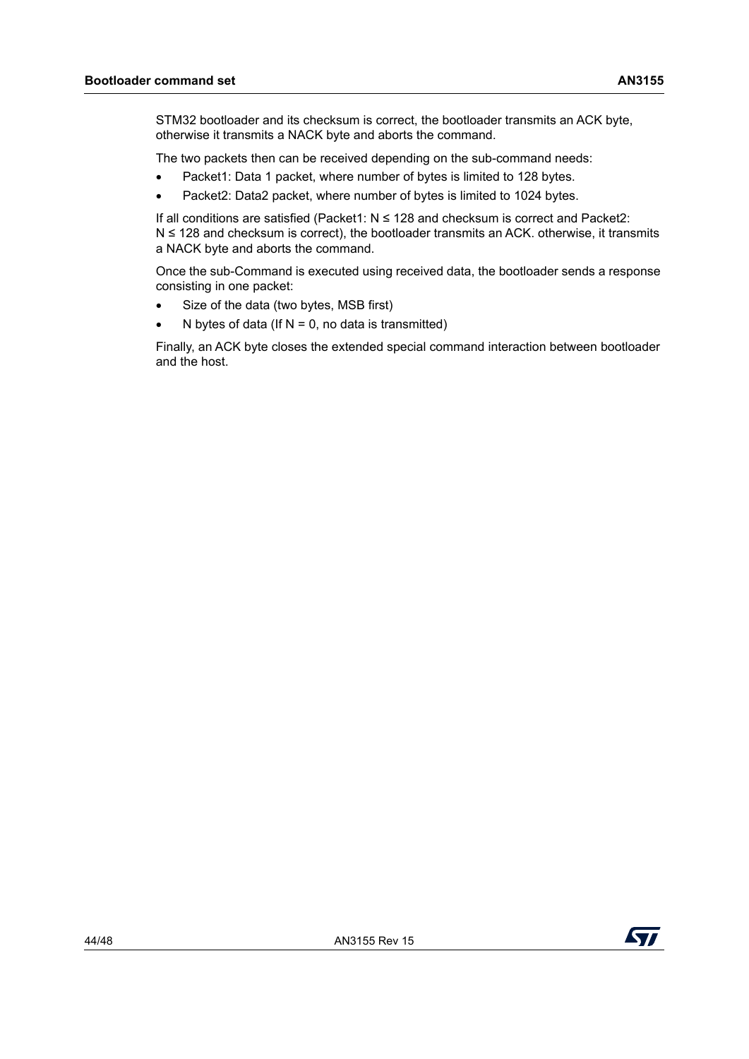STM32 bootloader and its checksum is correct, the bootloader transmits an ACK byte, otherwise it transmits a NACK byte and aborts the command.

The two packets then can be received depending on the sub-command needs:

- Packet1: Data 1 packet, where number of bytes is limited to 128 bytes.
- Packet2: Data2 packet, where number of bytes is limited to 1024 bytes.

If all conditions are satisfied (Packet1: N ≤ 128 and checksum is correct and Packet2: N ≤ 128 and checksum is correct), the bootloader transmits an ACK. otherwise, it transmits a NACK byte and aborts the command.

Once the sub-Command is executed using received data, the bootloader sends a response consisting in one packet:

- Size of the data (two bytes, MSB first)
- N bytes of data (If N = 0, no data is transmitted)

Finally, an ACK byte closes the extended special command interaction between bootloader and the host.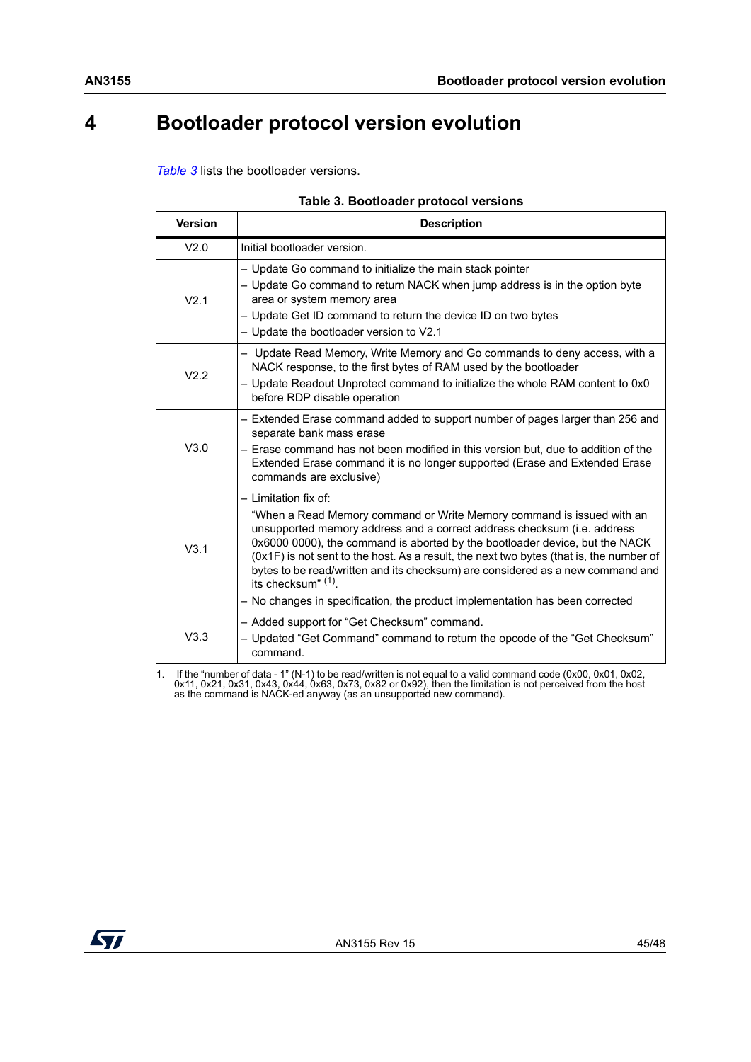# 4 Bootloader protocol version evolution

*Table 3* lists the bootloader versions.

**Table 3. Bootloader protocol versions**

| Version | Description |
|---|---|
| V2.0 | Initial bootloader version. |
| V2.1 | – Update Go command to initialize the main stack pointer<br>– Update Go command to return NACK when jump address is in the option byte area or system memory area<br>– Update Get ID command to return the device ID on two bytes<br>– Update the bootloader version to V2.1 |
| V2.2 | – Update Read Memory, Write Memory and Go commands to deny access, with a NACK response, to the first bytes of RAM used by the bootloader<br>– Update Readout Unprotect command to initialize the whole RAM content to 0x0 before RDP disable operation |
| V3.0 | – Extended Erase command added to support number of pages larger than 256 and separate bank mass erase<br>– Erase command has not been modified in this version but, due to addition of the Extended Erase command it is no longer supported (Erase and Extended Erase commands are exclusive) |
| V3.1 | – Limitation fix of:<br>"When a Read Memory command or Write Memory command is issued with an unsupported memory address and a correct address checksum (i.e. address 0x6000 0000), the command is aborted by the bootloader device, but the NACK (0x1F) is not sent to the host. As a result, the next two bytes (that is, the number of bytes to be read/written and its checksum) are considered as a new command and its checksum" (1).<br>– No changes in specification, the product implementation has been corrected |
| V3.3 | – Added support for "Get Checksum" command.<br>– Updated "Get Command" command to return the opcode of the "Get Checksum" command. |

1. If the "number of data - 1" (N-1) to be read/written is not equal to a valid command code (0x00, 0x01, 0x02, 0x11, 0x21, 0x31, 0x43, 0x44, 0x63, 0x73, 0x82 or 0x92), then the limitation is not perceived from the host as the command is NACK-ed anyway (as an unsupported new command).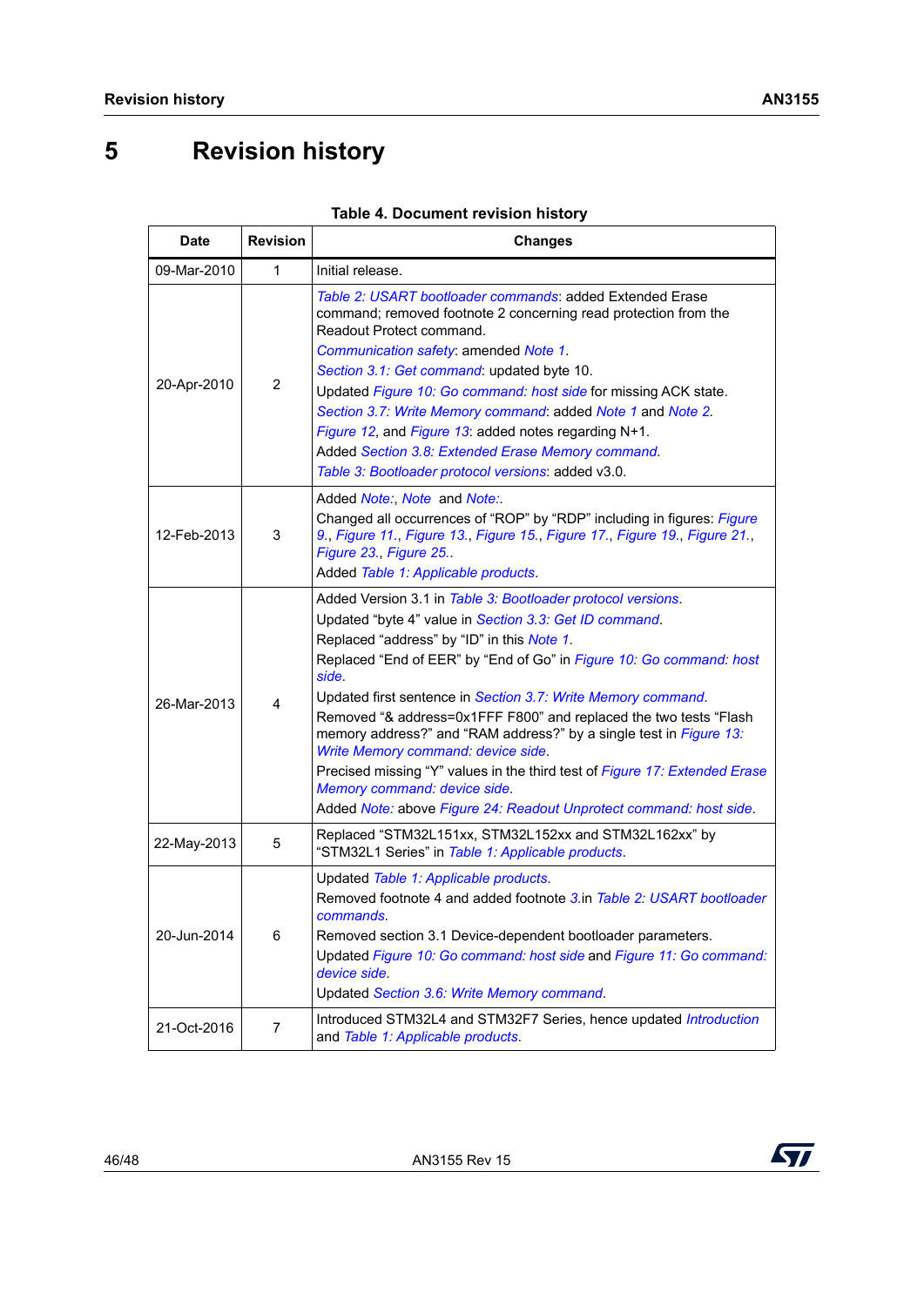# 5 Revision history

**Table 4. Document revision history**

| Date | Revision | Changes |
|---|---|---|
| 09-Mar-2010 | 1 | Initial release. |
| 20-Apr-2010 | 2 | *Table 2: USART bootloader commands*: added Extended Erase command; removed footnote 2 concerning read protection from the Readout Protect command.<br>*Communication safety*: amended *Note 1*.<br>*Section 3.1: Get command*: updated byte 10.<br>Updated *Figure 10: Go command: host side* for missing ACK state.<br>*Section 3.7: Write Memory command*: added *Note 1* and *Note 2*.<br>*Figure 12*, and *Figure 13*: added notes regarding N+1.<br>Added *Section 3.8: Extended Erase Memory command*.<br>*Table 3: Bootloader protocol versions*: added v3.0. |
| 12-Feb-2013 | 3 | Added *Note:*, *Note* and *Note:*.<br>Changed all occurrences of “ROP” by “RDP” including in figures: *Figure 9.*, *Figure 11.*, *Figure 13.*, *Figure 15.*, *Figure 17.*, *Figure 19.*, *Figure 21.*, *Figure 23.*, *Figure 25.*.<br>Added *Table 1: Applicable products*. |
| 26-Mar-2013 | 4 | Added Version 3.1 in *Table 3: Bootloader protocol versions*.<br>Updated “byte 4” value in *Section 3.3: Get ID command*.<br>Replaced “address” by “ID” in this *Note 1*.<br>Replaced “End of EER” by “End of Go” in *Figure 10: Go command: host side*.<br>Updated first sentence in *Section 3.7: Write Memory command*.<br>Removed “& address=0x1FFF F800” and replaced the two tests “Flash memory address?” and “RAM address?” by a single test in *Figure 13: Write Memory command: device side*.<br>Precised missing “Y” values in the third test of *Figure 17: Extended Erase Memory command: device side*.<br>Added *Note:* above *Figure 24: Readout Unprotect command: host side*. |
| 22-May-2013 | 5 | Replaced “STM32L151xx, STM32L152xx and STM32L162xx” by “STM32L1 Series” in *Table 1: Applicable products*. |
| 20-Jun-2014 | 6 | Updated *Table 1: Applicable products*.<br>Removed footnote 4 and added footnote *3*.in *Table 2: USART bootloader commands*.<br>Removed section 3.1 Device-dependent bootloader parameters.<br>Updated *Figure 10: Go command: host side* and *Figure 11: Go command: device side*.<br>Updated *Section 3.6: Write Memory command*. |
| 21-Oct-2016 | 7 | Introduced STM32L4 and STM32F7 Series, hence updated *Introduction* and *Table 1: Applicable products*. |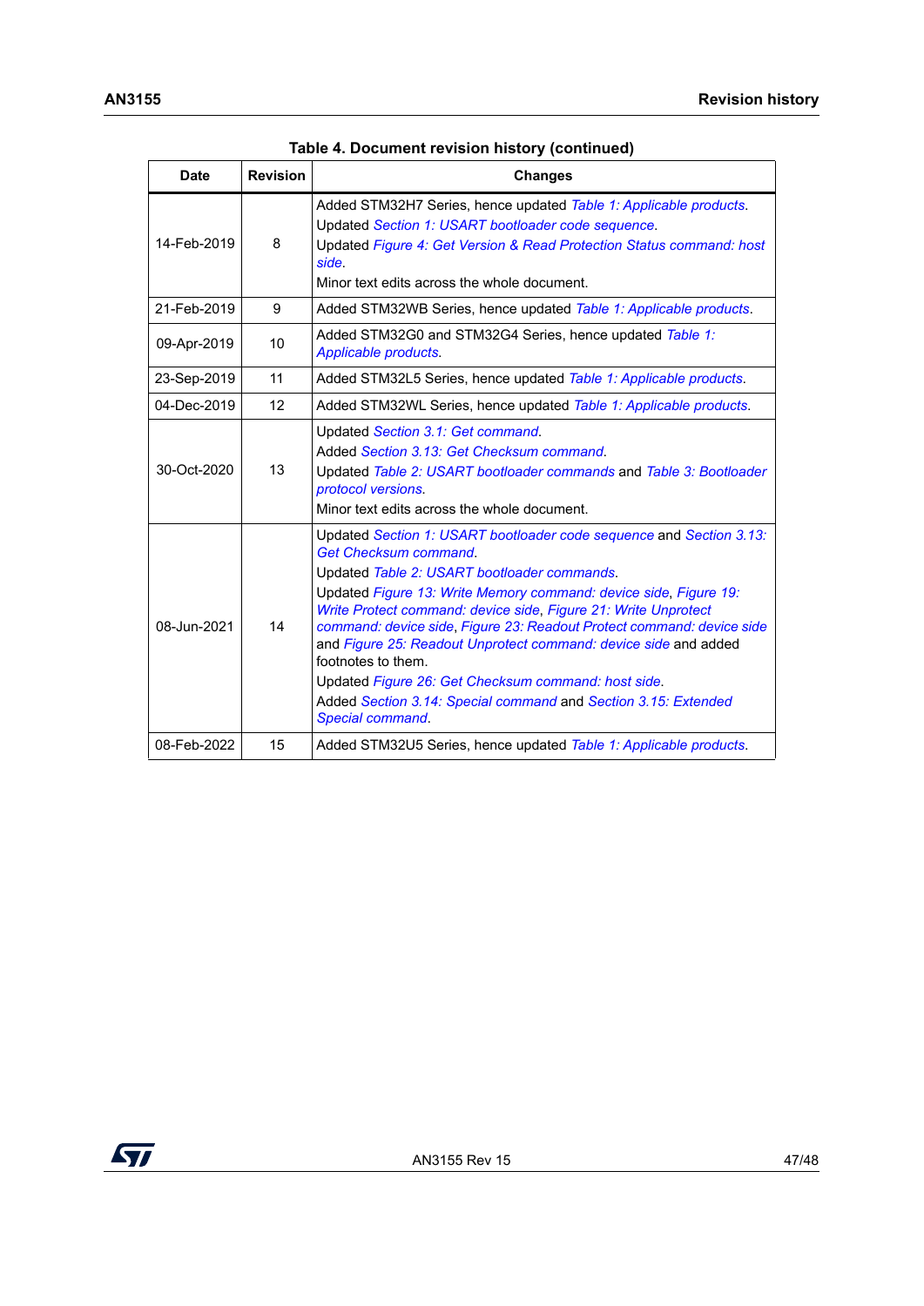**Table 4. Document revision history (continued)**

| Date | Revision | Changes |
|---|---|---|
| 14-Feb-2019 | 8 | Added STM32H7 Series, hence updated *Table 1: Applicable products*.<br>Updated *Section 1: USART bootloader code sequence*.<br>Updated *Figure 4: Get Version & Read Protection Status command: host side*.<br>Minor text edits across the whole document. |
| 21-Feb-2019 | 9 | Added STM32WB Series, hence updated *Table 1: Applicable products*. |
| 09-Apr-2019 | 10 | Added STM32G0 and STM32G4 Series, hence updated *Table 1: Applicable products*. |
| 23-Sep-2019 | 11 | Added STM32L5 Series, hence updated *Table 1: Applicable products*. |
| 04-Dec-2019 | 12 | Added STM32WL Series, hence updated *Table 1: Applicable products*. |
| 30-Oct-2020 | 13 | Updated *Section 3.1: Get command*.<br>Added *Section 3.13: Get Checksum command*.<br>Updated *Table 2: USART bootloader commands* and *Table 3: Bootloader protocol versions*.<br>Minor text edits across the whole document. |
| 08-Jun-2021 | 14 | Updated *Section 1: USART bootloader code sequence* and *Section 3.13: Get Checksum command*.<br>Updated *Table 2: USART bootloader commands*.<br>Updated *Figure 13: Write Memory command: device side*, *Figure 19: Write Protect command: device side*, *Figure 21: Write Unprotect command: device side*, *Figure 23: Readout Protect command: device side* and *Figure 25: Readout Unprotect command: device side* and added footnotes to them.<br>Updated *Figure 26: Get Checksum command: host side*.<br>Added *Section 3.14: Special command* and *Section 3.15: Extended Special command*. |
| 08-Feb-2022 | 15 | Added STM32U5 Series, hence updated *Table 1: Applicable products*. |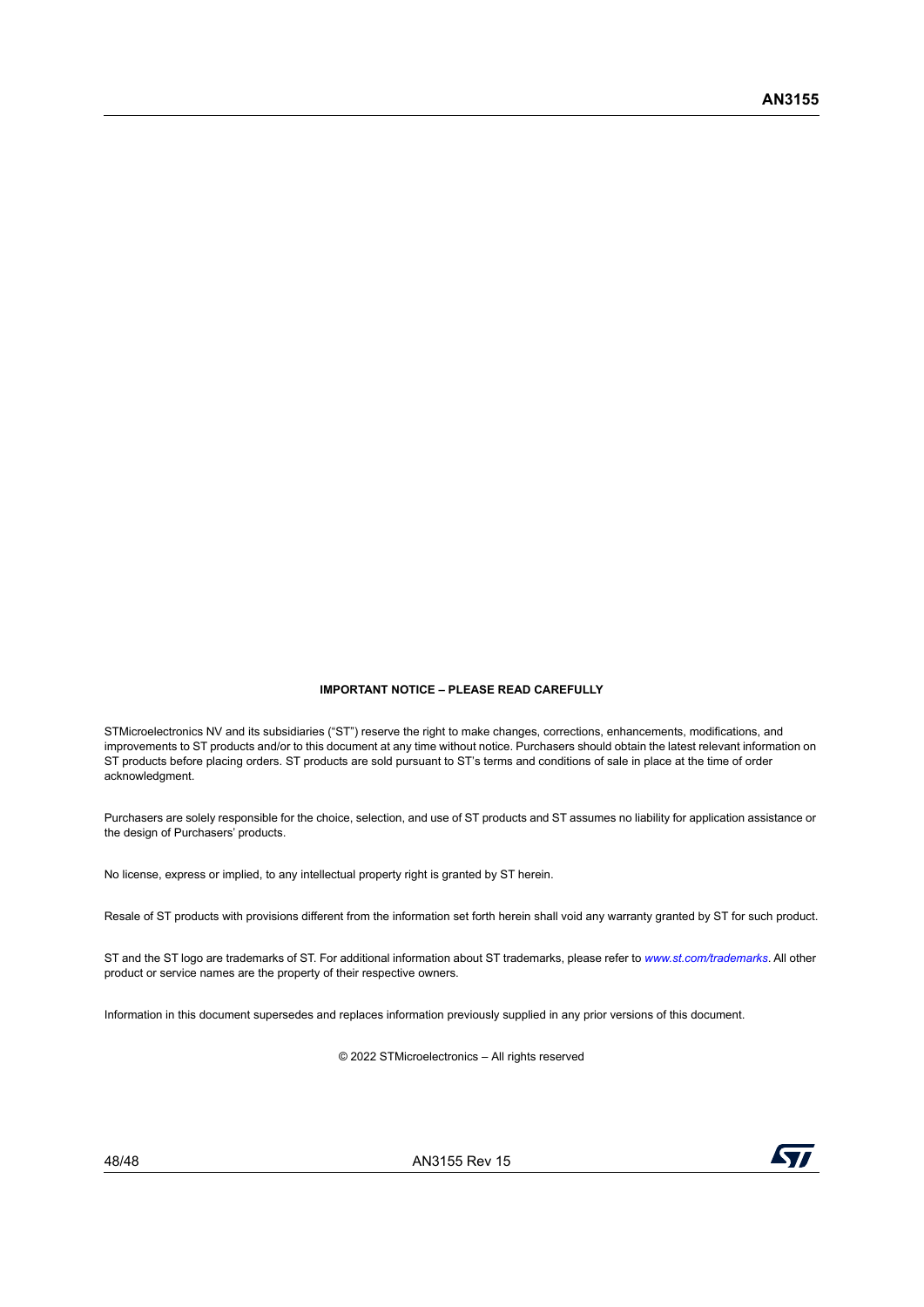**IMPORTANT NOTICE – PLEASE READ CAREFULLY**

STMicroelectronics NV and its subsidiaries (“ST”) reserve the right to make changes, corrections, enhancements, modifications, and improvements to ST products and/or to this document at any time without notice. Purchasers should obtain the latest relevant information on ST products before placing orders. ST products are sold pursuant to ST’s terms and conditions of sale in place at the time of order acknowledgment.

Purchasers are solely responsible for the choice, selection, and use of ST products and ST assumes no liability for application assistance or the design of Purchasers’ products.

No license, express or implied, to any intellectual property right is granted by ST herein.

Resale of ST products with provisions different from the information set forth herein shall void any warranty granted by ST for such product.

ST and the ST logo are trademarks of ST. For additional information about ST trademarks, please refer to *www.st.com/trademarks*. All other product or service names are the property of their respective owners.

Information in this document supersedes and replaces information previously supplied in any prior versions of this document.

© 2022 STMicroelectronics – All rights reserved